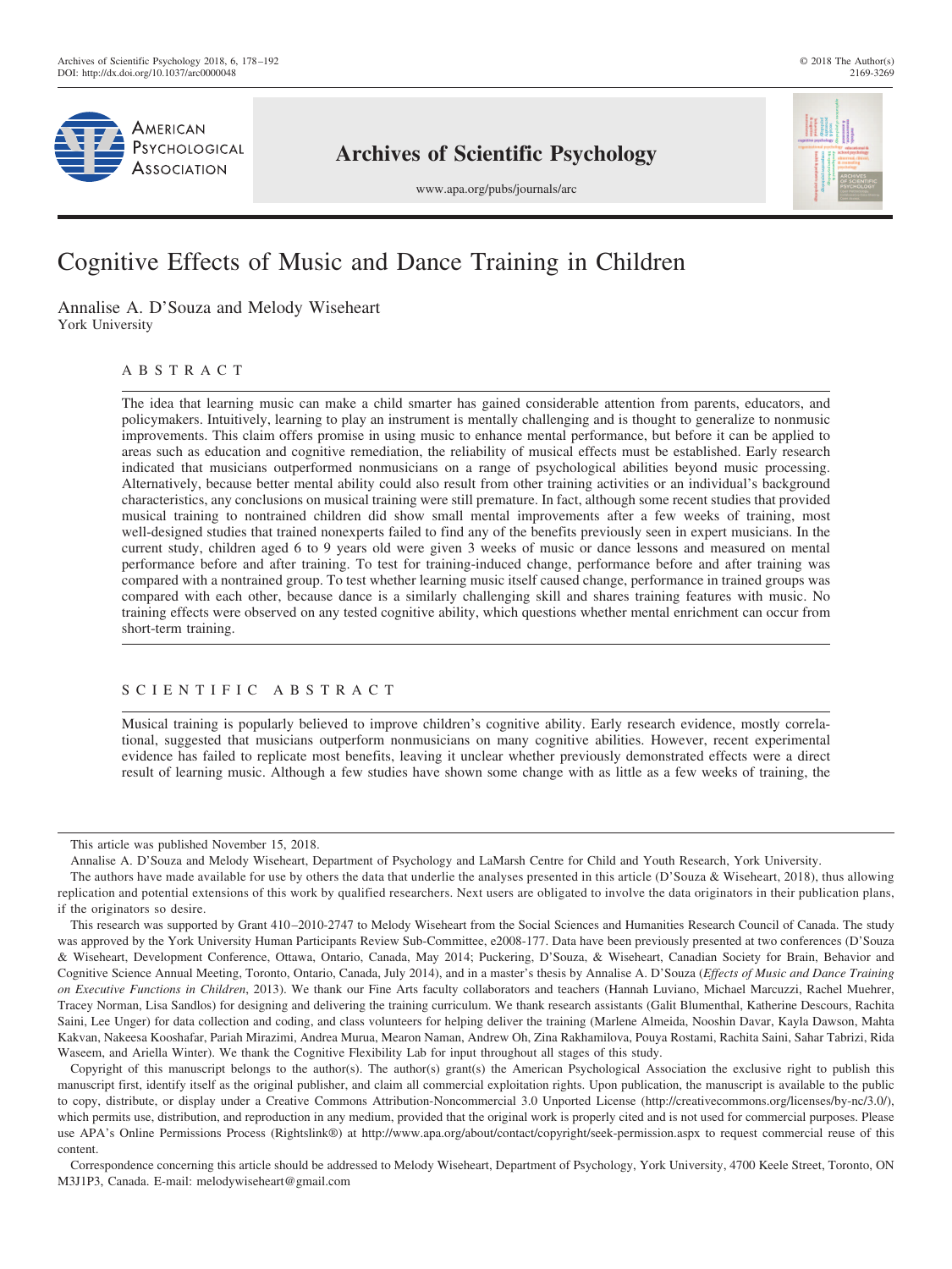# Cognitive Effects of Music and Dance Training in Children

Annalise A. D'Souza and Melody Wiseheart
York University

## ABSTRACT

The idea that learning music can make a child smarter has gained considerable attention from parents, educators, and policymakers. Intuitively, learning to play an instrument is mentally challenging and is thought to generalize to nonmusic improvements. This claim offers promise in using music to enhance mental performance, but before it can be applied to areas such as education and cognitive remediation, the reliability of musical effects must be established. Early research indicated that musicians outperformed nonmusicians on a range of psychological abilities beyond music processing. Alternatively, because better mental ability could also result from other training activities or an individual's background characteristics, any conclusions on musical training were still premature. In fact, although some recent studies that provided musical training to nontrained children did show small mental improvements after a few weeks of training, most well-designed studies that trained nonexperts failed to find any of the benefits previously seen in expert musicians. In the current study, children aged 6 to 9 years old were given 3 weeks of music or dance lessons and measured on mental performance before and after training. To test for training-induced change, performance before and after training was compared with a nontrained group. To test whether learning music itself caused change, performance in trained groups was compared with each other, because dance is a similarly challenging skill and shares training features with music. No training effects were observed on any tested cognitive ability, which questions whether mental enrichment can occur from short-term training.

## SCIENTIFIC ABSTRACT

Musical training is popularly believed to improve children's cognitive ability. Early research evidence, mostly correlational, suggested that musicians outperform nonmusicians on many cognitive abilities. However, recent experimental evidence has failed to replicate most benefits, leaving it unclear whether previously demonstrated effects were a direct result of learning music. Although a few studies have shown some change with as little as a few weeks of training, the

---

This article was published November 15, 2018.

Annalise A. D'Souza and Melody Wiseheart, Department of Psychology and LaMarsh Centre for Child and Youth Research, York University.

The authors have made available for use by others the data that underlie the analyses presented in this article (D'Souza & Wiseheart, 2018), thus allowing replication and potential extensions of this work by qualified researchers. Next users are obligated to involve the data originators in their publication plans, if the originators so desire.

This research was supported by Grant 410–2010-2747 to Melody Wiseheart from the Social Sciences and Humanities Research Council of Canada. The study was approved by the York University Human Participants Review Sub-Committee, e2008-177. Data have been previously presented at two conferences (D'Souza & Wiseheart, Development Conference, Ottawa, Ontario, Canada, May 2014; Puckering, D'Souza, & Wiseheart, Canadian Society for Brain, Behavior and Cognitive Science Annual Meeting, Toronto, Ontario, Canada, July 2014), and in a master's thesis by Annalise A. D'Souza (*Effects of Music and Dance Training on Executive Functions in Children*, 2013). We thank our Fine Arts faculty collaborators and teachers (Hannah Luviano, Michael Marcuzzi, Rachel Muehrer, Tracey Norman, Lisa Sandlos) for designing and delivering the training curriculum. We thank research assistants (Galit Blumenthal, Katherine Descours, Rachita Saini, Lee Unger) for data collection and coding, and class volunteers for helping deliver the training (Marlene Almeida, Nooshin Davar, Kayla Dawson, Mahta Kakvan, Nakeesa Kooshafar, Pariah Mirazimi, Andrea Murua, Mearon Naman, Andrew Oh, Zina Rakhamilova, Pouya Rostami, Rachita Saini, Sahar Tabrizi, Rida Waseem, and Ariella Winter). We thank the Cognitive Flexibility Lab for input throughout all stages of this study.

Copyright of this manuscript belongs to the author(s). The author(s) grant(s) the American Psychological Association the exclusive right to publish this manuscript first, identify itself as the original publisher, and claim all commercial exploitation rights. Upon publication, the manuscript is available to the public to copy, distribute, or display under a Creative Commons Attribution-Noncommercial 3.0 Unported License (http://creativecommons.org/licenses/by-nc/3.0/), which permits use, distribution, and reproduction in any medium, provided that the original work is properly cited and is not used for commercial purposes. Please use APA's Online Permissions Process (Rightslink®) at http://www.apa.org/about/contact/copyright/seek-permission.aspx to request commercial reuse of this content.

Correspondence concerning this article should be addressed to Melody Wiseheart, Department of Psychology, York University, 4700 Keele Street, Toronto, ON M3J1P3, Canada. E-mail: melodywiseheart@gmail.com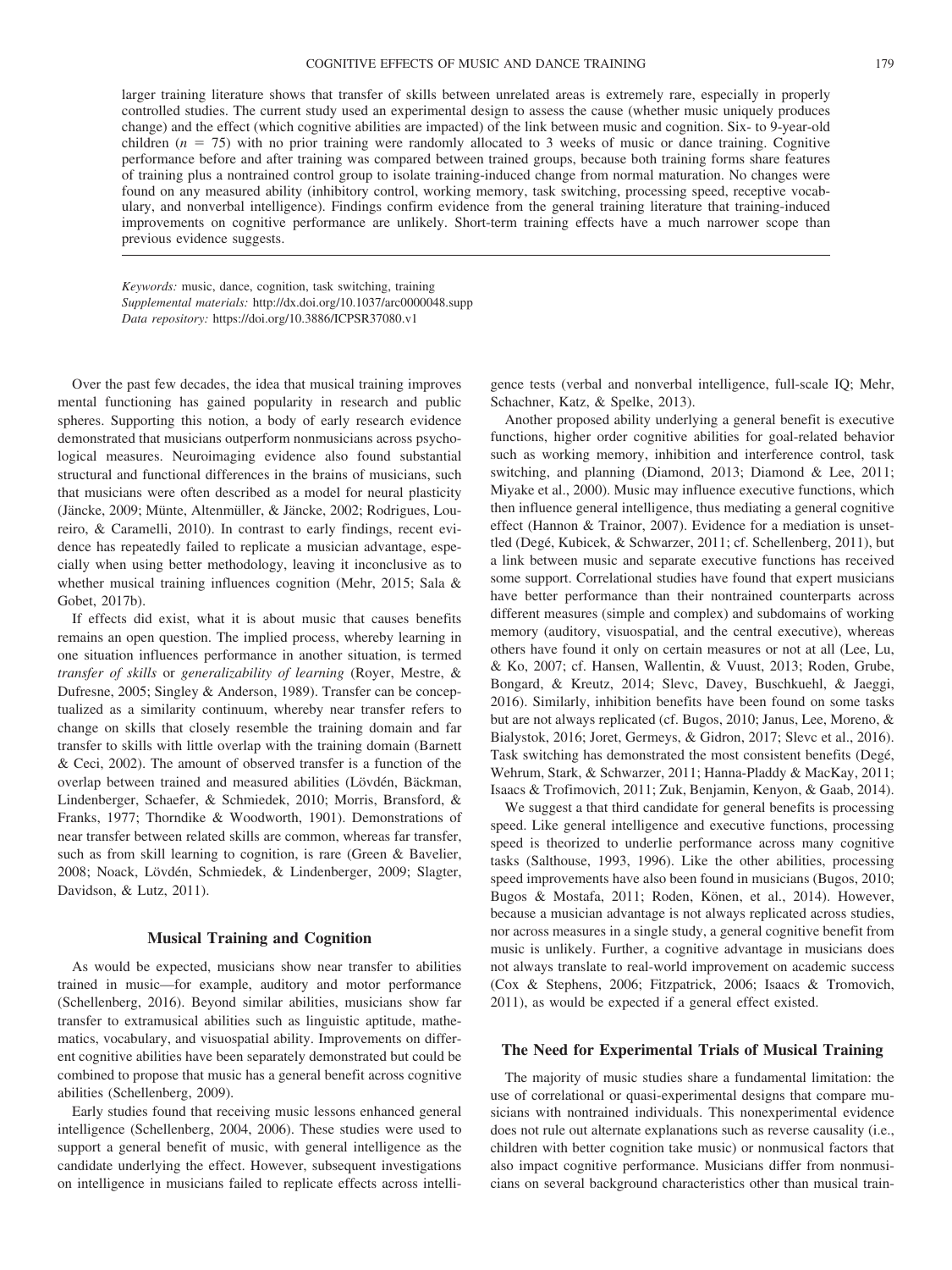larger training literature shows that transfer of skills between unrelated areas is extremely rare, especially in properly controlled studies. The current study used an experimental design to assess the cause (whether music uniquely produces change) and the effect (which cognitive abilities are impacted) of the link between music and cognition. Six- to 9-year-old children ($n$ = 75) with no prior training were randomly allocated to 3 weeks of music or dance training. Cognitive performance before and after training was compared between trained groups, because both training forms share features of training plus a nontrained control group to isolate training-induced change from normal maturation. No changes were found on any measured ability (inhibitory control, working memory, task switching, processing speed, receptive vocabulary, and nonverbal intelligence). Findings confirm evidence from the general training literature that training-induced improvements on cognitive performance are unlikely. Short-term training effects have a much narrower scope than previous evidence suggests.

*Keywords:* music, dance, cognition, task switching, training
*Supplemental materials:* http://dx.doi.org/10.1037/arc0000048.supp
*Data repository:* https://doi.org/10.3886/ICPSR37080.v1

Over the past few decades, the idea that musical training improves mental functioning has gained popularity in research and public spheres. Supporting this notion, a body of early research evidence demonstrated that musicians outperform nonmusicians across psychological measures. Neuroimaging evidence also found substantial structural and functional differences in the brains of musicians, such that musicians were often described as a model for neural plasticity (Jäncke, 2009; Münte, Altenmüller, & Jäncke, 2002; Rodrigues, Loureiro, & Caramelli, 2010). In contrast to early findings, recent evidence has repeatedly failed to replicate a musician advantage, especially when using better methodology, leaving it inconclusive as to whether musical training influences cognition (Mehr, 2015; Sala & Gobet, 2017b).

If effects did exist, what it is about music that causes benefits remains an open question. The implied process, whereby learning in one situation influences performance in another situation, is termed *transfer of skills* or *generalizability of learning* (Royer, Mestre, & Dufresne, 2005; Singley & Anderson, 1989). Transfer can be conceptualized as a similarity continuum, whereby near transfer refers to change on skills that closely resemble the training domain and far transfer to skills with little overlap with the training domain (Barnett & Ceci, 2002). The amount of observed transfer is a function of the overlap between trained and measured abilities (Lövdén, Bäckman, Lindenberger, Schaefer, & Schmiedek, 2010; Morris, Bransford, & Franks, 1977; Thorndike & Woodworth, 1901). Demonstrations of near transfer between related skills are common, whereas far transfer, such as from skill learning to cognition, is rare (Green & Bavelier, 2008; Noack, Lövdén, Schmiedek, & Lindenberger, 2009; Slagter, Davidson, & Lutz, 2011).

## Musical Training and Cognition

As would be expected, musicians show near transfer to abilities trained in music—for example, auditory and motor performance (Schellenberg, 2016). Beyond similar abilities, musicians show far transfer to extramusical abilities such as linguistic aptitude, mathematics, vocabulary, and visuospatial ability. Improvements on different cognitive abilities have been separately demonstrated but could be combined to propose that music has a general benefit across cognitive abilities (Schellenberg, 2009).

Early studies found that receiving music lessons enhanced general intelligence (Schellenberg, 2004, 2006). These studies were used to support a general benefit of music, with general intelligence as the candidate underlying the effect. However, subsequent investigations on intelligence in musicians failed to replicate effects across intelligence tests (verbal and nonverbal intelligence, full-scale IQ; Mehr, Schachner, Katz, & Spelke, 2013).

Another proposed ability underlying a general benefit is executive functions, higher order cognitive abilities for goal-related behavior such as working memory, inhibition and interference control, task switching, and planning (Diamond, 2013; Diamond & Lee, 2011; Miyake et al., 2000). Music may influence executive functions, which then influence general intelligence, thus mediating a general cognitive effect (Hannon & Trainor, 2007). Evidence for a mediation is unsettled (Degé, Kubicek, & Schwarzer, 2011; cf. Schellenberg, 2011), but a link between music and separate executive functions has received some support. Correlational studies have found that expert musicians have better performance than their nontrained counterparts across different measures (simple and complex) and subdomains of working memory (auditory, visuospatial, and the central executive), whereas others have found it only on certain measures or not at all (Lee, Lu, & Ko, 2007; cf. Hansen, Wallentin, & Vuust, 2013; Roden, Grube, Bongard, & Kreutz, 2014; Slevc, Davey, Buschkuehl, & Jaeggi, 2016). Similarly, inhibition benefits have been found on some tasks but are not always replicated (cf. Bugos, 2010; Janus, Lee, Moreno, & Bialystok, 2016; Joret, Germeys, & Gidron, 2017; Slevc et al., 2016). Task switching has demonstrated the most consistent benefits (Degé, Wehrum, Stark, & Schwarzer, 2011; Hanna-Pladdy & MacKay, 2011; Isaacs & Trofimovich, 2011; Zuk, Benjamin, Kenyon, & Gaab, 2014).

We suggest a that third candidate for general benefits is processing speed. Like general intelligence and executive functions, processing speed is theorized to underlie performance across many cognitive tasks (Salthouse, 1993, 1996). Like the other abilities, processing speed improvements have also been found in musicians (Bugos, 2010; Bugos & Mostafa, 2011; Roden, Könen, et al., 2014). However, because a musician advantage is not always replicated across studies, nor across measures in a single study, a general cognitive benefit from music is unlikely. Further, a cognitive advantage in musicians does not always translate to real-world improvement on academic success (Cox & Stephens, 2006; Fitzpatrick, 2006; Isaacs & Tromovich, 2011), as would be expected if a general effect existed.

## The Need for Experimental Trials of Musical Training

The majority of music studies share a fundamental limitation: the use of correlational or quasi-experimental designs that compare musicians with nontrained individuals. This nonexperimental evidence does not rule out alternate explanations such as reverse causality (i.e., children with better cognition take music) or nonmusical factors that also impact cognitive performance. Musicians differ from nonmusicians on several background characteristics other than musical train-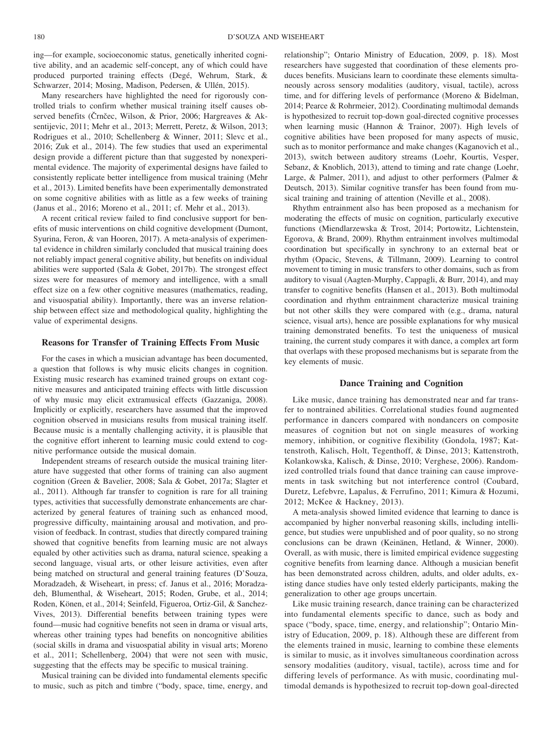ing—for example, socioeconomic status, genetically inherited cognitive ability, and an academic self-concept, any of which could have produced purported training effects (Degé, Wehrum, Stark, & Schwarzer, 2014; Mosing, Madison, Pedersen, & Ullén, 2015).

Many researchers have highlighted the need for rigorously controlled trials to confirm whether musical training itself causes observed benefits (Črnčec, Wilson, & Prior, 2006; Hargreaves & Aksentijevic, 2011; Mehr et al., 2013; Merrett, Peretz, & Wilson, 2013; Rodrigues et al., 2010; Schellenberg & Winner, 2011; Slevc et al., 2016; Zuk et al., 2014). The few studies that used an experimental design provide a different picture than that suggested by nonexperimental evidence. The majority of experimental designs have failed to consistently replicate better intelligence from musical training (Mehr et al., 2013). Limited benefits have been experimentally demonstrated on some cognitive abilities with as little as a few weeks of training (Janus et al., 2016; Moreno et al., 2011; cf. Mehr et al., 2013).

A recent critical review failed to find conclusive support for benefits of music interventions on child cognitive development (Dumont, Syurina, Feron, & van Hooren, 2017). A meta-analysis of experimental evidence in children similarly concluded that musical training does not reliably impact general cognitive ability, but benefits on individual abilities were supported (Sala & Gobet, 2017b). The strongest effect sizes were for measures of memory and intelligence, with a small effect size on a few other cognitive measures (mathematics, reading, and visuospatial ability). Importantly, there was an inverse relationship between effect size and methodological quality, highlighting the value of experimental designs.

## Reasons for Transfer of Training Effects From Music

For the cases in which a musician advantage has been documented, a question that follows is why music elicits changes in cognition. Existing music research has examined trained groups on extant cognitive measures and anticipated training effects with little discussion of why music may elicit extramusical effects (Gazzaniga, 2008). Implicitly or explicitly, researchers have assumed that the improved cognition observed in musicians results from musical training itself. Because music is a mentally challenging activity, it is plausible that the cognitive effort inherent to learning music could extend to cognitive performance outside the musical domain.

Independent streams of research outside the musical training literature have suggested that other forms of training can also augment cognition (Green & Bavelier, 2008; Sala & Gobet, 2017a; Slagter et al., 2011). Although far transfer to cognition is rare for all training types, activities that successfully demonstrate enhancements are characterized by general features of training such as enhanced mood, progressive difficulty, maintaining arousal and motivation, and provision of feedback. In contrast, studies that directly compared training showed that cognitive benefits from learning music are not always equaled by other activities such as drama, natural science, speaking a second language, visual arts, or other leisure activities, even after being matched on structural and general training features (D'Souza, Moradzadeh, & Wiseheart, in press; cf. Janus et al., 2016; Moradzadeh, Blumenthal, & Wiseheart, 2015; Roden, Grube, et al., 2014; Roden, Könen, et al., 2014; Seinfeld, Figueroa, Ortiz-Gil, & Sanchez-Vives, 2013). Differential benefits between training types were found—music had cognitive benefits not seen in drama or visual arts, whereas other training types had benefits on noncognitive abilities (social skills in drama and visuospatial ability in visual arts; Moreno et al., 2011; Schellenberg, 2004) that were not seen with music, suggesting that the effects may be specific to musical training.

Musical training can be divided into fundamental elements specific to music, such as pitch and timbre ("body, space, time, energy, and relationship"; Ontario Ministry of Education, 2009, p. 18). Most researchers have suggested that coordination of these elements produces benefits. Musicians learn to coordinate these elements simultaneously across sensory modalities (auditory, visual, tactile), across time, and for differing levels of performance (Moreno & Bidelman, 2014; Pearce & Rohrmeier, 2012). Coordinating multimodal demands is hypothesized to recruit top-down goal-directed cognitive processes when learning music (Hannon & Trainor, 2007). High levels of cognitive abilities have been proposed for many aspects of music, such as to monitor performance and make changes (Kaganovich et al., 2013), switch between auditory streams (Loehr, Kourtis, Vesper, Sebanz, & Knoblich, 2013), attend to timing and rate change (Loehr, Large, & Palmer, 2011), and adjust to other performers (Palmer & Deutsch, 2013). Similar cognitive transfer has been found from musical training and training of attention (Neville et al., 2008).

Rhythm entrainment also has been proposed as a mechanism for moderating the effects of music on cognition, particularly executive functions (Miendlarzewska & Trost, 2014; Portowitz, Lichtenstein, Egorova, & Brand, 2009). Rhythm entrainment involves multimodal coordination but specifically in synchrony to an external beat or rhythm (Opacic, Stevens, & Tillmann, 2009). Learning to control movement to timing in music transfers to other domains, such as from auditory to visual (Aagten-Murphy, Cappagli, & Burr, 2014), and may transfer to cognitive benefits (Hansen et al., 2013). Both multimodal coordination and rhythm entrainment characterize musical training but not other skills they were compared with (e.g., drama, natural science, visual arts), hence are possible explanations for why musical training demonstrated benefits. To test the uniqueness of musical training, the current study compares it with dance, a complex art form that overlaps with these proposed mechanisms but is separate from the key elements of music.

## Dance Training and Cognition

Like music, dance training has demonstrated near and far transfer to nontrained abilities. Correlational studies found augmented performance in dancers compared with nondancers on composite measures of cognition but not on single measures of working memory, inhibition, or cognitive flexibility (Gondola, 1987; Kattenstroth, Kalisch, Holt, Tegenthoff, & Dinse, 2013; Kattenstroth, Kolankowska, Kalisch, & Dinse, 2010; Verghese, 2006). Randomized controlled trials found that dance training can cause improvements in task switching but not interference control (Coubard, Duretz, Lefebvre, Lapalus, & Ferrufino, 2011; Kimura & Hozumi, 2012; McKee & Hackney, 2013).

A meta-analysis showed limited evidence that learning to dance is accompanied by higher nonverbal reasoning skills, including intelligence, but studies were unpublished and of poor quality, so no strong conclusions can be drawn (Keinänen, Hetland, & Winner, 2000). Overall, as with music, there is limited empirical evidence suggesting cognitive benefits from learning dance. Although a musician benefit has been demonstrated across children, adults, and older adults, existing dance studies have only tested elderly participants, making the generalization to other age groups uncertain.

Like music training research, dance training can be characterized into fundamental elements specific to dance, such as body and space ("body, space, time, energy, and relationship"; Ontario Ministry of Education, 2009, p. 18). Although these are different from the elements trained in music, learning to combine these elements is similar to music, as it involves simultaneous coordination across sensory modalities (auditory, visual, tactile), across time and for differing levels of performance. As with music, coordinating multimodal demands is hypothesized to recruit top-down goal-directed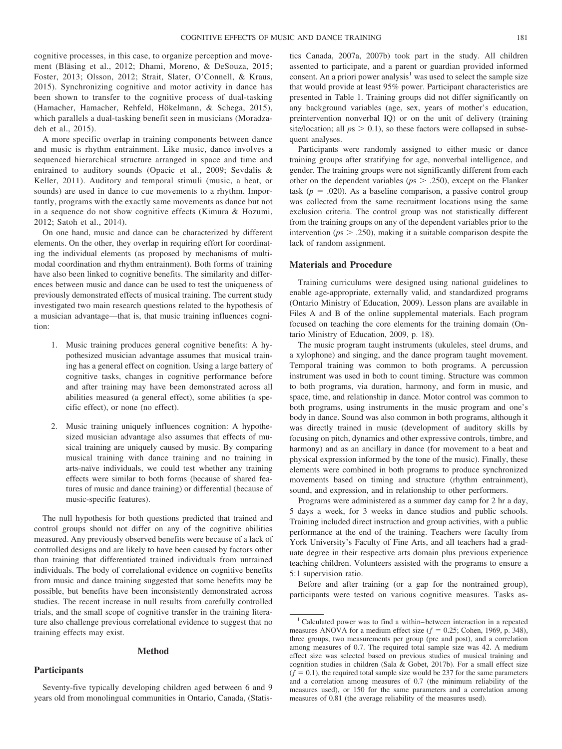cognitive processes, in this case, to organize perception and movement (Bläsing et al., 2012; Dhami, Moreno, & DeSouza, 2015; Foster, 2013; Olsson, 2012; Strait, Slater, O'Connell, & Kraus, 2015). Synchronizing cognitive and motor activity in dance has been shown to transfer to the cognitive process of dual-tasking (Hamacher, Hamacher, Rehfeld, Hökelmann, & Schega, 2015), which parallels a dual-tasking benefit seen in musicians (Moradzadeh et al., 2015).

A more specific overlap in training components between dance and music is rhythm entrainment. Like music, dance involves a sequenced hierarchical structure arranged in space and time and entrained to auditory sounds (Opacic et al., 2009; Sevdalis & Keller, 2011). Auditory and temporal stimuli (music, a beat, or sounds) are used in dance to cue movements to a rhythm. Importantly, programs with the exactly same movements as dance but not in a sequence do not show cognitive effects (Kimura & Hozumi, 2012; Satoh et al., 2014).

On one hand, music and dance can be characterized by different elements. On the other, they overlap in requiring effort for coordinating the individual elements (as proposed by mechanisms of multimodal coordination and rhythm entrainment). Both forms of training have also been linked to cognitive benefits. The similarity and differences between music and dance can be used to test the uniqueness of previously demonstrated effects of musical training. The current study investigated two main research questions related to the hypothesis of a musician advantage—that is, that music training influences cognition:

1. Music training produces general cognitive benefits: A hypothesized musician advantage assumes that musical training has a general effect on cognition. Using a large battery of cognitive tasks, changes in cognitive performance before and after training may have been demonstrated across all abilities measured (a general effect), some abilities (a specific effect), or none (no effect).

2. Music training uniquely influences cognition: A hypothesized musician advantage also assumes that effects of musical training are uniquely caused by music. By comparing musical training with dance training and no training in arts-naïve individuals, we could test whether any training effects were similar to both forms (because of shared features of music and dance training) or differential (because of music-specific features).

The null hypothesis for both questions predicted that trained and control groups should not differ on any of the cognitive abilities measured. Any previously observed benefits were because of a lack of controlled designs and are likely to have been caused by factors other than training that differentiated trained individuals from untrained individuals. The body of correlational evidence on cognitive benefits from music and dance training suggested that some benefits may be possible, but benefits have been inconsistently demonstrated across studies. The recent increase in null results from carefully controlled trials, and the small scope of cognitive transfer in the training literature also challenge previous correlational evidence to suggest that no training effects may exist.

## Method

### Participants

Seventy-five typically developing children aged between 6 and 9 years old from monolingual communities in Ontario, Canada, (Statistics Canada, 2007a, 2007b) took part in the study. All children assented to participate, and a parent or guardian provided informed consent. An a priori power analysis[1] was used to select the sample size that would provide at least 95% power. Participant characteristics are presented in Table 1. Training groups did not differ significantly on any background variables (age, sex, years of mother's education, preintervention nonverbal IQ) or on the unit of delivery (training site/location; all $ps > 0.1$), so these factors were collapsed in subsequent analyses.

Participants were randomly assigned to either music or dance training groups after stratifying for age, nonverbal intelligence, and gender. The training groups were not significantly different from each other on the dependent variables ($ps > .250$), except on the Flanker task ($p = .020$). As a baseline comparison, a passive control group was collected from the same recruitment locations using the same exclusion criteria. The control group was not statistically different from the training groups on any of the dependent variables prior to the intervention ($ps > .250$), making it a suitable comparison despite the lack of random assignment.

### Materials and Procedure

Training curriculums were designed using national guidelines to enable age-appropriate, externally valid, and standardized programs (Ontario Ministry of Education, 2009). Lesson plans are available in Files A and B of the online supplemental materials. Each program focused on teaching the core elements for the training domain (Ontario Ministry of Education, 2009, p. 18).

The music program taught instruments (ukuleles, steel drums, and a xylophone) and singing, and the dance program taught movement. Temporal training was common to both programs. A percussion instrument was used in both to count timing. Structure was common to both programs, via duration, harmony, and form in music, and space, time, and relationship in dance. Motor control was common to both programs, using instruments in the music program and one's body in dance. Sound was also common in both programs, although it was directly trained in music (development of auditory skills by focusing on pitch, dynamics and other expressive controls, timbre, and harmony) and as an ancillary in dance (for movement to a beat and physical expression informed by the tone of the music). Finally, these elements were combined in both programs to produce synchronized movements based on timing and structure (rhythm entrainment), sound, and expression, and in relationship to other performers.

Programs were administered as a summer day camp for 2 hr a day, 5 days a week, for 3 weeks in dance studios and public schools. Training included direct instruction and group activities, with a public performance at the end of the training. Teachers were faculty from York University's Faculty of Fine Arts, and all teachers had a graduate degree in their respective arts domain plus previous experience teaching children. Volunteers assisted with the programs to ensure a 5:1 supervision ratio.

Before and after training (or a gap for the nontrained group), participants were tested on various cognitive measures. Tasks as-

---

[1] Calculated power was to find a within–between interaction in a repeated measures ANOVA for a medium effect size ($f = 0.25$; Cohen, 1969, p. 348), three groups, two measurements per group (pre and post), and a correlation among measures of 0.7. The required total sample size was 42. A medium effect size was selected based on previous studies of musical training and cognition studies in children (Sala & Gobet, 2017b). For a small effect size ($f = 0.1$), the required total sample size would be 237 for the same parameters and a correlation among measures of 0.7 (the minimum reliability of the measures used), or 150 for the same parameters and a correlation among measures of 0.81 (the average reliability of the measures used).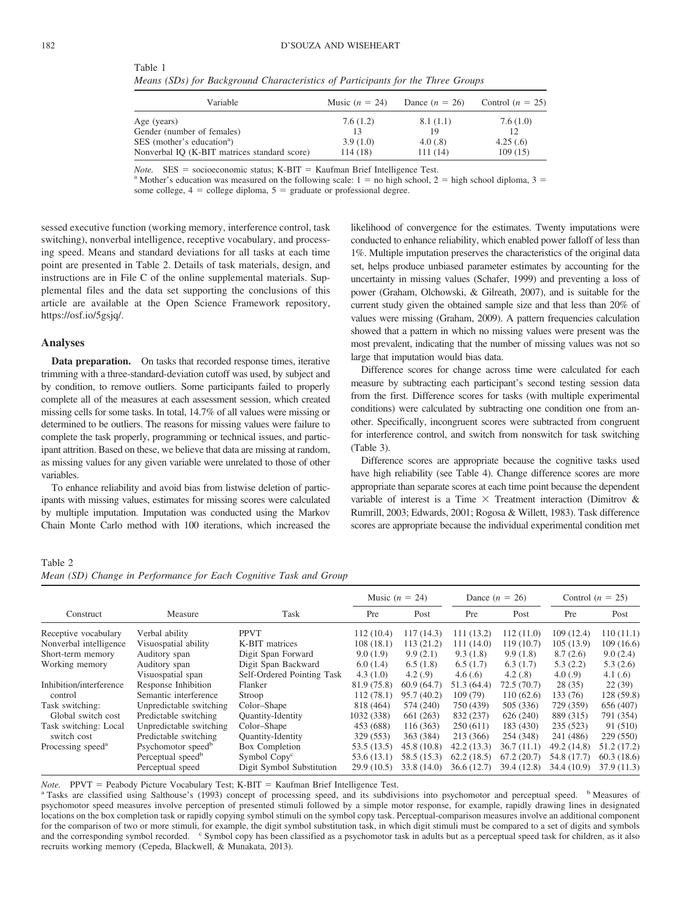Table 1

*Means (SDs) for Background Characteristics of Participants for the Three Groups*

| Variable | Music ($n$ = 24) | Dance ($n$ = 26) | Control ($n$ = 25) |
|---|---|---|---|
| Age (years) | 7.6 (1.2) | 8.1 (1.1) | 7.6 (1.0) |
| Gender (number of females) | 13 | 19 | 12 |
| SES (mother's education[a]) | 3.9 (1.0) | 4.0 (.8) | 4.25 (.6) |
| Nonverbal IQ (K-BIT matrices standard score) | 114 (18) | 111 (14) | 109 (15) |

*Note.* SES = socioeconomic status; K-BIT = Kaufman Brief Intelligence Test.
[a] Mother's education was measured on the following scale: 1 = no high school, 2 = high school diploma, 3 = some college, 4 = college diploma, 5 = graduate or professional degree.

sessed executive function (working memory, interference control, task switching), nonverbal intelligence, receptive vocabulary, and processing speed. Means and standard deviations for all tasks at each time point are presented in Table 2. Details of task materials, design, and instructions are in File C of the online supplemental materials. Supplemental files and the data set supporting the conclusions of this article are available at the Open Science Framework repository, https://osf.io/5gsjq/.

## Analyses

**Data preparation.** On tasks that recorded response times, iterative trimming with a three-standard-deviation cutoff was used, by subject and by condition, to remove outliers. Some participants failed to properly complete all of the measures at each assessment session, which created missing cells for some tasks. In total, 14.7% of all values were missing or determined to be outliers. The reasons for missing values were failure to complete the task properly, programming or technical issues, and participant attrition. Based on these, we believe that data are missing at random, as missing values for any given variable were unrelated to those of other variables.

To enhance reliability and avoid bias from listwise deletion of participants with missing values, estimates for missing scores were calculated by multiple imputation. Imputation was conducted using the Markov Chain Monte Carlo method with 100 iterations, which increased the likelihood of convergence for the estimates. Twenty imputations were conducted to enhance reliability, which enabled power falloff of less than 1%. Multiple imputation preserves the characteristics of the original data set, helps produce unbiased parameter estimates by accounting for the uncertainty in missing values (Schafer, 1999) and preventing a loss of power (Graham, Olchowski, & Gilreath, 2007), and is suitable for the current study given the obtained sample size and that less than 20% of values were missing (Graham, 2009). A pattern frequencies calculation showed that a pattern in which no missing values were present was the most prevalent, indicating that the number of missing values was not so large that imputation would bias data.

Difference scores for change across time were calculated for each measure by subtracting each participant's second testing session data from the first. Difference scores for tasks (with multiple experimental conditions) were calculated by subtracting one condition one from another. Specifically, incongruent scores were subtracted from congruent for interference control, and switch from nonswitch for task switching (Table 3).

Difference scores are appropriate because the cognitive tasks used have high reliability (see Table 4). Change difference scores are more appropriate than separate scores at each time point because the dependent variable of interest is a Time × Treatment interaction (Dimitrov & Rumrill, 2003; Edwards, 2001; Rogosa & Willett, 1983). Task difference scores are appropriate because the individual experimental condition met

Table 2

*Mean (SD) Change in Performance for Each Cognitive Task and Group*

| Construct | Measure | Task | Music ($n$ = 24) | | Dance ($n$ = 26) | | Control ($n$ = 25) | |
|---|---|---|---|---|---|---|---|---|
| | | | Pre | Post | Pre | Post | Pre | Post |
| Receptive vocabulary | Verbal ability | PPVT | 112 (10.4) | 117 (14.3) | 111 (13.2) | 112 (11.0) | 109 (12.4) | 110 (11.1) |
| Nonverbal intelligence | Visuospatial ability | K-BIT matrices | 108 (18.1) | 113 (21.2) | 111 (14.0) | 119 (10.7) | 105 (13.9) | 109 (16.6) |
| Short-term memory | Auditory span | Digit Span Forward | 9.0 (1.9) | 9.9 (2.1) | 9.3 (1.8) | 9.9 (1.8) | 8.7 (2.6) | 9.0 (2.4) |
| Working memory | Auditory span | Digit Span Backward | 6.0 (1.4) | 6.5 (1.8) | 6.5 (1.7) | 6.3 (1.7) | 5.3 (2.2) | 5.3 (2.6) |
| | Visuospatial span | Self-Ordered Pointing Task | 4.3 (1.0) | 4.2 (.9) | 4.6 (.6) | 4.2 (.8) | 4.0 (.9) | 4.1 (.6) |
| Inhibition/interference control | Response Inhibition | Flanker | 81.9 (75.8) | 60.9 (64.7) | 51.3 (64.4) | 72.5 (70.7) | 28 (35) | 22 (39) |
| | Semantic interference | Stroop | 112 (78.1) | 95.7 (40.2) | 109 (79) | 110 (62.6) | 133 (76) | 128 (59.8) |
| Task switching: Global switch cost | Unpredictable switching | Color–Shape | 818 (464) | 574 (240) | 750 (439) | 505 (336) | 729 (359) | 656 (407) |
| | Predictable switching | Quantity-Identity | 1032 (338) | 661 (263) | 832 (237) | 626 (240) | 889 (315) | 791 (354) |
| Task switching: Local switch cost | Unpredictable switching | Color–Shape | 453 (688) | 116 (363) | 250 (611) | 183 (430) | 235 (523) | 91 (510) |
| | Predictable switching | Quantity-Identity | 329 (553) | 363 (384) | 213 (366) | 254 (348) | 241 (486) | 229 (550) |
| Processing speed[a] | Psychomotor speed[b] | Box Completion | 53.5 (13.5) | 45.8 (10.8) | 42.2 (13.3) | 36.7 (11.1) | 49.2 (14.8) | 51.2 (17.2) |
| | Perceptual speed[b] | Symbol Copy[c] | 53.6 (13.1) | 58.5 (15.3) | 62.2 (18.5) | 67.2 (20.7) | 54.8 (17.7) | 60.3 (18.6) |
| | Perceptual speed | Digit Symbol Substitution | 29.9 (10.5) | 33.8 (14.0) | 36.6 (12.7) | 39.4 (12.8) | 34.4 (10.9) | 37.9 (11.3) |

*Note.* PPVT = Peabody Picture Vocabulary Test; K-BIT = Kaufman Brief Intelligence Test.
[a] Tasks are classified using Salthouse's (1993) concept of processing speed, and its subdivisions into psychomotor and perceptual speed. [b] Measures of psychomotor speed measures involve perception of presented stimuli followed by a simple motor response, for example, rapidly drawing lines in designated locations on the box completion task or rapidly copying symbol stimuli on the symbol copy task. Perceptual-comparison measures involve an additional component for the comparison of two or more stimuli, for example, the digit symbol substitution task, in which digit stimuli must be compared to a set of digits and symbols and the corresponding symbol recorded. [c] Symbol copy has been classified as a psychomotor task in adults but as a perceptual speed task for children, as it also recruits working memory (Cepeda, Blackwell, & Munakata, 2013).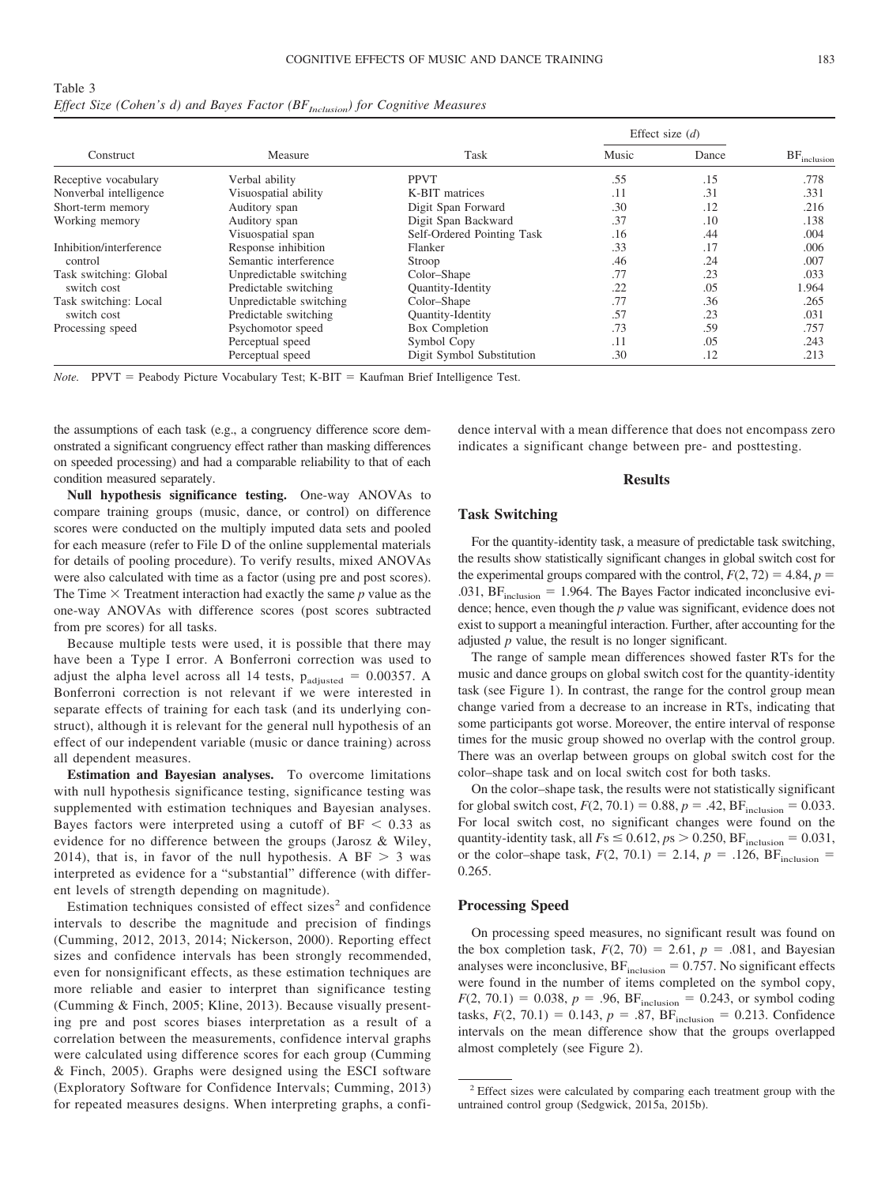Table 3
*Effect Size (Cohen's d) and Bayes Factor ($BF_{Inclusion}$) for Cognitive Measures*

| Construct | Measure | Task | Effect size (*d*) | | $BF_{inclusion}$ |
|---|---|---|---|---|---|
| | | | Music | Dance | |
| Receptive vocabulary | Verbal ability | PPVT | .55 | .15 | .778 |
| Nonverbal intelligence | Visuospatial ability | K-BIT matrices | .11 | .31 | .331 |
| Short-term memory | Auditory span | Digit Span Forward | .30 | .12 | .216 |
| Working memory | Auditory span | Digit Span Backward | .37 | .10 | .138 |
| | Visuospatial span | Self-Ordered Pointing Task | .16 | .44 | .004 |
| Inhibition/interference control | Response inhibition | Flanker | .33 | .17 | .006 |
| | Semantic interference | Stroop | .46 | .24 | .007 |
| Task switching: Global switch cost | Unpredictable switching | Color–Shape | .77 | .23 | .033 |
| | Predictable switching | Quantity-Identity | .22 | .05 | 1.964 |
| Task switching: Local switch cost | Unpredictable switching | Color–Shape | .77 | .36 | .265 |
| | Predictable switching | Quantity-Identity | .57 | .23 | .031 |
| Processing speed | Psychomotor speed | Box Completion | .73 | .59 | .757 |
| | Perceptual speed | Symbol Copy | .11 | .05 | .243 |
| | Perceptual speed | Digit Symbol Substitution | .30 | .12 | .213 |

*Note.* PPVT = Peabody Picture Vocabulary Test; K-BIT = Kaufman Brief Intelligence Test.

the assumptions of each task (e.g., a congruency difference score demonstrated a significant congruency effect rather than masking differences on speeded processing) and had a comparable reliability to that of each condition measured separately.

**Null hypothesis significance testing.** One-way ANOVAs to compare training groups (music, dance, or control) on difference scores were conducted on the multiply imputed data sets and pooled for each measure (refer to File D of the online supplemental materials for details of pooling procedure). To verify results, mixed ANOVAs were also calculated with time as a factor (using pre and post scores). The Time × Treatment interaction had exactly the same *p* value as the one-way ANOVAs with difference scores (post scores subtracted from pre scores) for all tasks.

Because multiple tests were used, it is possible that there may have been a Type I error. A Bonferroni correction was used to adjust the alpha level across all 14 tests, $p_{adjusted} = 0.00357$. A Bonferroni correction is not relevant if we were interested in separate effects of training for each task (and its underlying construct), although it is relevant for the general null hypothesis of an effect of our independent variable (music or dance training) across all dependent measures.

**Estimation and Bayesian analyses.** To overcome limitations with null hypothesis significance testing, significance testing was supplemented with estimation techniques and Bayesian analyses. Bayes factors were interpreted using a cutoff of $BF < 0.33$ as evidence for no difference between the groups (Jarosz & Wiley, 2014), that is, in favor of the null hypothesis. A $BF > 3$ was interpreted as evidence for a "substantial" difference (with different levels of strength depending on magnitude).

Estimation techniques consisted of effect sizes[2] and confidence intervals to describe the magnitude and precision of findings (Cumming, 2012, 2013, 2014; Nickerson, 2000). Reporting effect sizes and confidence intervals has been strongly recommended, even for nonsignificant effects, as these estimation techniques are more reliable and easier to interpret than significance testing (Cumming & Finch, 2005; Kline, 2013). Because visually presenting pre and post scores biases interpretation as a result of a correlation between the measurements, confidence interval graphs were calculated using difference scores for each group (Cumming & Finch, 2005). Graphs were designed using the ESCI software (Exploratory Software for Confidence Intervals; Cumming, 2013) for repeated measures designs. When interpreting graphs, a confidence interval with a mean difference that does not encompass zero indicates a significant change between pre- and posttesting.

## Results

### Task Switching

For the quantity-identity task, a measure of predictable task switching, the results show statistically significant changes in global switch cost for the experimental groups compared with the control, $F(2, 72) = 4.84$, $p = .031$, $BF_{inclusion} = 1.964$. The Bayes Factor indicated inconclusive evidence; hence, even though the *p* value was significant, evidence does not exist to support a meaningful interaction. Further, after accounting for the adjusted *p* value, the result is no longer significant.

The range of sample mean differences showed faster RTs for the music and dance groups on global switch cost for the quantity-identity task (see Figure 1). In contrast, the range for the control group mean change varied from a decrease to an increase in RTs, indicating that some participants got worse. Moreover, the entire interval of response times for the music group showed no overlap with the control group. There was an overlap between groups on global switch cost for the color–shape task and on local switch cost for both tasks.

On the color–shape task, the results were not statistically significant for global switch cost, $F(2, 70.1) = 0.88$, $p = .42$, $BF_{inclusion} = 0.033$. For local switch cost, no significant changes were found on the quantity-identity task, all $Fs \leq 0.612$, $ps > 0.250$, $BF_{inclusion} = 0.031$, or the color–shape task, $F(2, 70.1) = 2.14$, $p = .126$, $BF_{inclusion} = 0.265$.

### Processing Speed

On processing speed measures, no significant result was found on the box completion task, $F(2, 70) = 2.61$, $p = .081$, and Bayesian analyses were inconclusive, $BF_{inclusion} = 0.757$. No significant effects were found in the number of items completed on the symbol copy, $F(2, 70.1) = 0.038$, $p = .96$, $BF_{inclusion} = 0.243$, or symbol coding tasks, $F(2, 70.1) = 0.143$, $p = .87$, $BF_{inclusion} = 0.213$. Confidence intervals on the mean difference show that the groups overlapped almost completely (see Figure 2).

[2] Effect sizes were calculated by comparing each treatment group with the untrained control group (Sedgwick, 2015a, 2015b).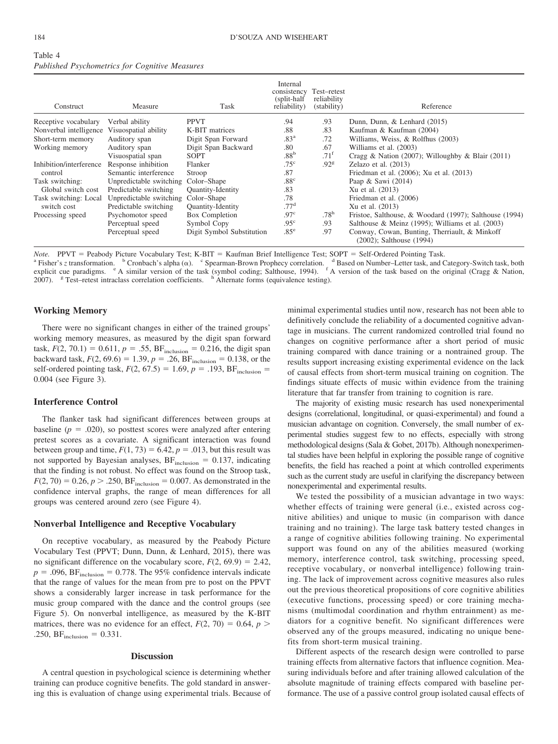Table 4
*Published Psychometrics for Cognitive Measures*

| Construct | Measure | Task | Internal consistency (split-half reliability) | Test–retest reliability (stability) | Reference |
|---|---|---|---|---|---|
| Receptive vocabulary | Verbal ability | PPVT | .94 | .93 | Dunn, Dunn, & Lenhard (2015) |
| Nonverbal intelligence | Visuospatial ability | K-BIT matrices | .88 | .83 | Kaufman & Kaufman (2004) |
| Short-term memory | Auditory span | Digit Span Forward | .83[a] | .72 | Williams, Weiss, & Rolfhus (2003) |
| Working memory | Auditory span | Digit Span Backward | .80 | .67 | Williams et al. (2003) |
| | Visuospatial span | SOPT | .88[b] | .71[f] | Cragg & Nation (2007); Willoughby & Blair (2011) |
| Inhibition/interference control | Response inhibition | Flanker | .75[c] | .92[g] | Zelazo et al. (2013) |
| | Semantic interference | Stroop | .87 | | Friedman et al. (2006); Xu et al. (2013) |
| Task switching: Global switch cost | Unpredictable switching | Color–Shape | .88[c] | | Paap & Sawi (2014) |
| | Predictable switching | Quantity-Identity | .83 | | Xu et al. (2013) |
| Task switching: Local switch cost | Unpredictable switching | Color–Shape | .78 | | Friedman et al. (2006) |
| | Predictable switching | Quantity-Identity | .77[d] | | Xu et al. (2013) |
| Processing speed | Psychomotor speed | Box Completion | .97[c] | .78[h] | Fristoe, Salthouse, & Woodard (1997); Salthouse (1994) |
| | Perceptual speed | Symbol Copy | .95[c] | .93 | Salthouse & Meinz (1995); Williams et al. (2003) |
| | Perceptual speed | Digit Symbol Substitution | .85[e] | .97 | Conway, Cowan, Bunting, Therriault, & Minkoff (2002); Salthouse (1994) |

*Note.* PPVT = Peabody Picture Vocabulary Test; K-BIT = Kaufman Brief Intelligence Test; SOPT = Self-Ordered Pointing Task.
[a] Fisher's $z$ transformation. [b] Cronbach's alpha ($\alpha$). [c] Spearman-Brown Prophecy correlation. [d] Based on Number–Letter task, and Category-Switch task, both explicit cue paradigms. [e] A similar version of the task (symbol coding; Salthouse, 1994). [f] A version of the task based on the original (Cragg & Nation, 2007). [g] Test–retest intraclass correlation coefficients. [h] Alternate forms (equivalence testing).

### Working Memory

There were no significant changes in either of the trained groups' working memory measures, as measured by the digit span forward task, $F(2, 70.1) = 0.611$, $p = .55$, $BF_{inclusion} = 0.216$, the digit span backward task, $F(2, 69.6) = 1.39$, $p = .26$, $BF_{inclusion} = 0.138$, or the self-ordered pointing task, $F(2, 67.5) = 1.69$, $p = .193$, $BF_{inclusion} = 0.004$ (see Figure 3).

### Interference Control

The flanker task had significant differences between groups at baseline ($p = .020$), so posttest scores were analyzed after entering pretest scores as a covariate. A significant interaction was found between group and time, $F(1, 73) = 6.42$, $p = .013$, but this result was not supported by Bayesian analyses, $BF_{inclusion} = 0.137$, indicating that the finding is not robust. No effect was found on the Stroop task, $F(2, 70) = 0.26$, $p > .250$, $BF_{inclusion} = 0.007$. As demonstrated in the confidence interval graphs, the range of mean differences for all groups was centered around zero (see Figure 4).

### Nonverbal Intelligence and Receptive Vocabulary

On receptive vocabulary, as measured by the Peabody Picture Vocabulary Test (PPVT; Dunn, Dunn, & Lenhard, 2015), there was no significant difference on the vocabulary score, $F(2, 69.9) = 2.42$, $p = .096$, $BF_{inclusion} = 0.778$. The 95% confidence intervals indicate that the range of values for the mean from pre to post on the PPVT shows a considerably larger increase in task performance for the music group compared with the dance and the control groups (see Figure 5). On nonverbal intelligence, as measured by the K-BIT matrices, there was no evidence for an effect, $F(2, 70) = 0.64$, $p > .250$, $BF_{inclusion} = 0.331$.

## Discussion

A central question in psychological science is determining whether training can produce cognitive benefits. The gold standard in answering this is evaluation of change using experimental trials. Because of minimal experimental studies until now, research has not been able to definitively conclude the reliability of a documented cognitive advantage in musicians. The current randomized controlled trial found no changes on cognitive performance after a short period of music training compared with dance training or a nontrained group. The results support increasing existing experimental evidence on the lack of causal effects from short-term musical training on cognition. The findings situate effects of music within evidence from the training literature that far transfer from training to cognition is rare.

The majority of existing music research has used nonexperimental designs (correlational, longitudinal, or quasi-experimental) and found a musician advantage on cognition. Conversely, the small number of experimental studies suggest few to no effects, especially with strong methodological designs (Sala & Gobet, 2017b). Although nonexperimental studies have been helpful in exploring the possible range of cognitive benefits, the field has reached a point at which controlled experiments such as the current study are useful in clarifying the discrepancy between nonexperimental and experimental results.

We tested the possibility of a musician advantage in two ways: whether effects of training were general (i.e., existed across cognitive abilities) and unique to music (in comparison with dance training and no training). The large task battery tested changes in a range of cognitive abilities following training. No experimental support was found on any of the abilities measured (working memory, interference control, task switching, processing speed, receptive vocabulary, or nonverbal intelligence) following training. The lack of improvement across cognitive measures also rules out the previous theoretical propositions of core cognitive abilities (executive functions, processing speed) or core training mechanisms (multimodal coordination and rhythm entrainment) as mediators for a cognitive benefit. No significant differences were observed any of the groups measured, indicating no unique benefits from short-term musical training.

Different aspects of the research design were controlled to parse training effects from alternative factors that influence cognition. Measuring individuals before and after training allowed calculation of the absolute magnitude of training effects compared with baseline performance. The use of a passive control group isolated causal effects of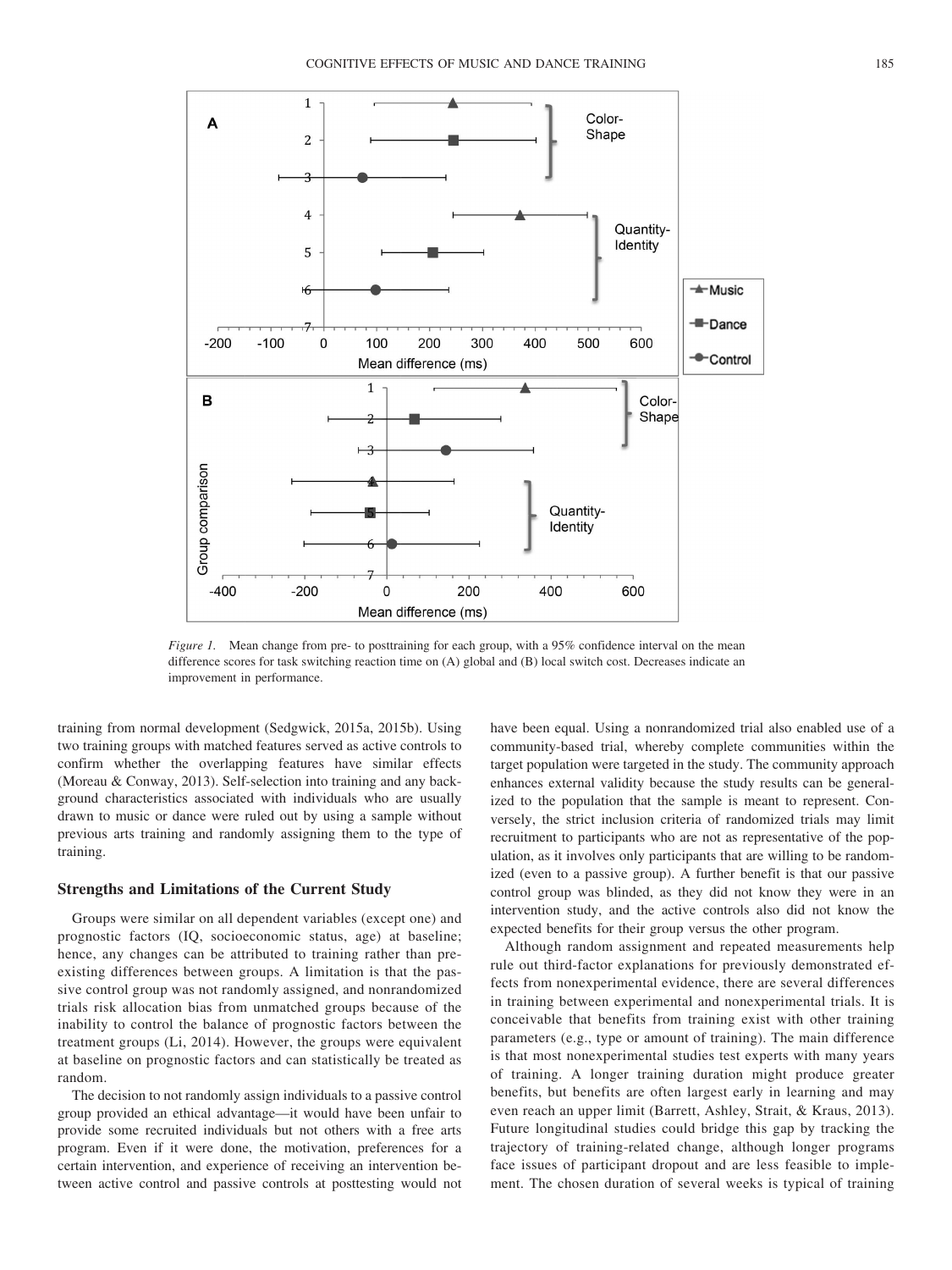*Figure 1.* Mean change from pre- to posttraining for each group, with a 95% confidence interval on the mean difference scores for task switching reaction time on (A) global and (B) local switch cost. Decreases indicate an improvement in performance.

training from normal development (Sedgwick, 2015a, 2015b). Using two training groups with matched features served as active controls to confirm whether the overlapping features have similar effects (Moreau & Conway, 2013). Self-selection into training and any background characteristics associated with individuals who are usually drawn to music or dance were ruled out by using a sample without previous arts training and randomly assigning them to the type of training.

### Strengths and Limitations of the Current Study

Groups were similar on all dependent variables (except one) and prognostic factors (IQ, socioeconomic status, age) at baseline; hence, any changes can be attributed to training rather than preexisting differences between groups. A limitation is that the passive control group was not randomly assigned, and nonrandomized trials risk allocation bias from unmatched groups because of the inability to control the balance of prognostic factors between the treatment groups (Li, 2014). However, the groups were equivalent at baseline on prognostic factors and can statistically be treated as random.

The decision to not randomly assign individuals to a passive control group provided an ethical advantage—it would have been unfair to provide some recruited individuals but not others with a free arts program. Even if it were done, the motivation, preferences for a certain intervention, and experience of receiving an intervention between active control and passive controls at posttesting would not have been equal. Using a nonrandomized trial also enabled use of a community-based trial, whereby complete communities within the target population were targeted in the study. The community approach enhances external validity because the study results can be generalized to the population that the sample is meant to represent. Conversely, the strict inclusion criteria of randomized trials may limit recruitment to participants who are not as representative of the population, as it involves only participants that are willing to be randomized (even to a passive group). A further benefit is that our passive control group was blinded, as they did not know they were in an intervention study, and the active controls also did not know the expected benefits for their group versus the other program.

Although random assignment and repeated measurements help rule out third-factor explanations for previously demonstrated effects from nonexperimental evidence, there are several differences in training between experimental and nonexperimental trials. It is conceivable that benefits from training exist with other training parameters (e.g., type or amount of training). The main difference is that most nonexperimental studies test experts with many years of training. A longer training duration might produce greater benefits, but benefits are often largest early in learning and may even reach an upper limit (Barrett, Ashley, Strait, & Kraus, 2013). Future longitudinal studies could bridge this gap by tracking the trajectory of training-related change, although longer programs face issues of participant dropout and are less feasible to implement. The chosen duration of several weeks is typical of training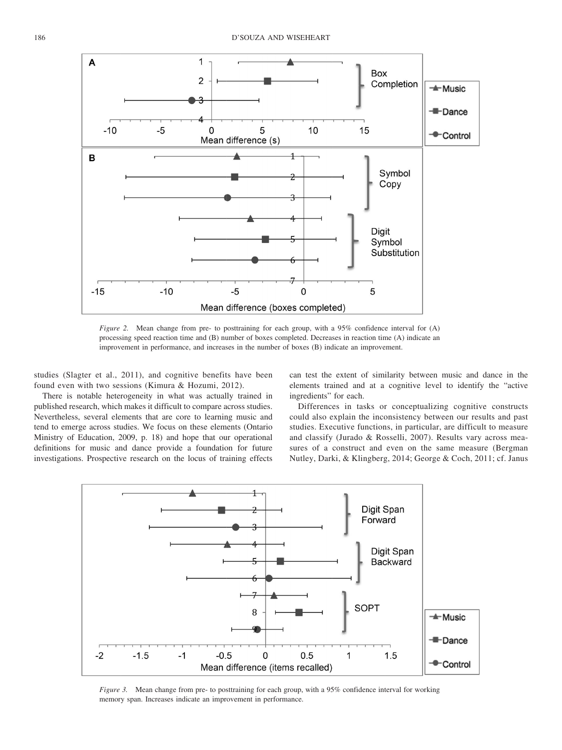*Figure 2.* Mean change from pre- to posttraining for each group, with a 95% confidence interval for (A) processing speed reaction time and (B) number of boxes completed. Decreases in reaction time (A) indicate an improvement in performance, and increases in the number of boxes (B) indicate an improvement.

studies (Slagter et al., 2011), and cognitive benefits have been found even with two sessions (Kimura & Hozumi, 2012).

There is notable heterogeneity in what was actually trained in published research, which makes it difficult to compare across studies. Nevertheless, several elements that are core to learning music and tend to emerge across studies. We focus on these elements (Ontario Ministry of Education, 2009, p. 18) and hope that our operational definitions for music and dance provide a foundation for future investigations. Prospective research on the locus of training effects can test the extent of similarity between music and dance in the elements trained and at a cognitive level to identify the "active ingredients" for each.

Differences in tasks or conceptualizing cognitive constructs could also explain the inconsistency between our results and past studies. Executive functions, in particular, are difficult to measure and classify (Jurado & Rosselli, 2007). Results vary across measures of a construct and even on the same measure (Bergman Nutley, Darki, & Klingberg, 2014; George & Coch, 2011; cf. Janus

*Figure 3.* Mean change from pre- to posttraining for each group, with a 95% confidence interval for working memory span. Increases indicate an improvement in performance.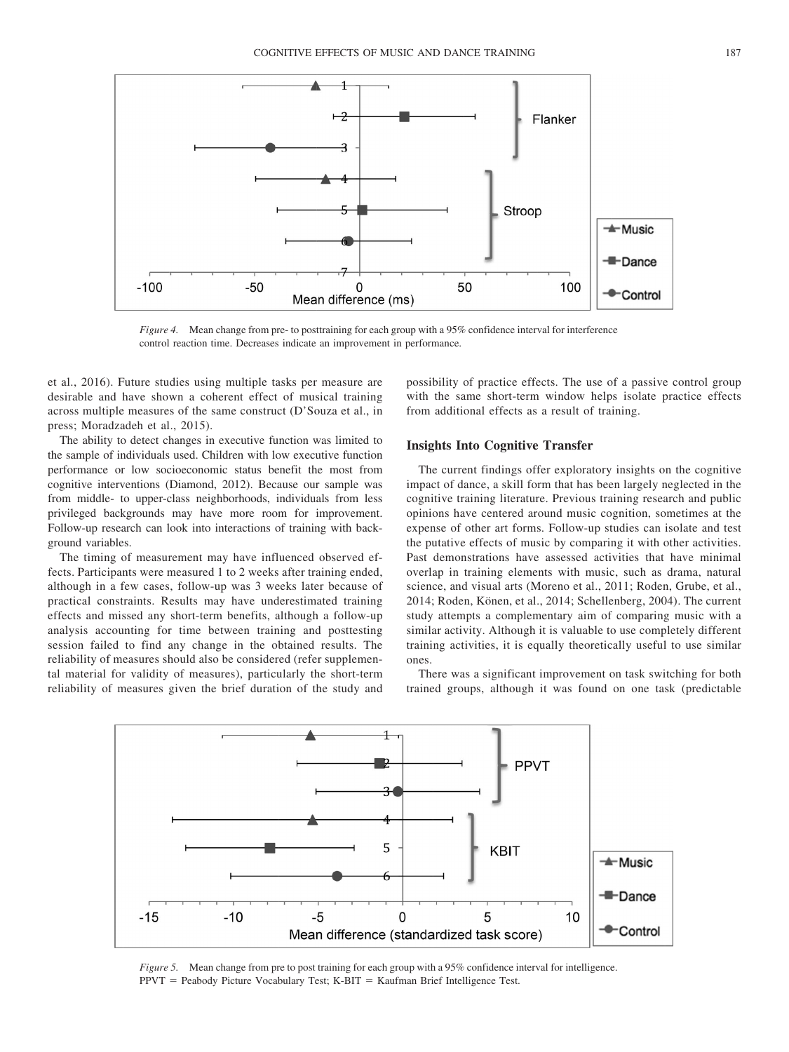*Figure 4.* Mean change from pre- to posttraining for each group with a 95% confidence interval for interference control reaction time. Decreases indicate an improvement in performance.

et al., 2016). Future studies using multiple tasks per measure are desirable and have shown a coherent effect of musical training across multiple measures of the same construct (D'Souza et al., in press; Moradzadeh et al., 2015).

The ability to detect changes in executive function was limited to the sample of individuals used. Children with low executive function performance or low socioeconomic status benefit the most from cognitive interventions (Diamond, 2012). Because our sample was from middle- to upper-class neighborhoods, individuals from less privileged backgrounds may have more room for improvement. Follow-up research can look into interactions of training with background variables.

The timing of measurement may have influenced observed effects. Participants were measured 1 to 2 weeks after training ended, although in a few cases, follow-up was 3 weeks later because of practical constraints. Results may have underestimated training effects and missed any short-term benefits, although a follow-up analysis accounting for time between training and posttesting session failed to find any change in the obtained results. The reliability of measures should also be considered (refer supplemental material for validity of measures), particularly the short-term reliability of measures given the brief duration of the study and possibility of practice effects. The use of a passive control group with the same short-term window helps isolate practice effects from additional effects as a result of training.

## Insights Into Cognitive Transfer

The current findings offer exploratory insights on the cognitive impact of dance, a skill form that has been largely neglected in the cognitive training literature. Previous training research and public opinions have centered around music cognition, sometimes at the expense of other art forms. Follow-up studies can isolate and test the putative effects of music by comparing it with other activities. Past demonstrations have assessed activities that have minimal overlap in training elements with music, such as drama, natural science, and visual arts (Moreno et al., 2011; Roden, Grube, et al., 2014; Roden, Könen, et al., 2014; Schellenberg, 2004). The current study attempts a complementary aim of comparing music with a similar activity. Although it is valuable to use completely different training activities, it is equally theoretically useful to use similar ones.

There was a significant improvement on task switching for both trained groups, although it was found on one task (predictable

*Figure 5.* Mean change from pre to post training for each group with a 95% confidence interval for intelligence. PPVT = Peabody Picture Vocabulary Test; K-BIT = Kaufman Brief Intelligence Test.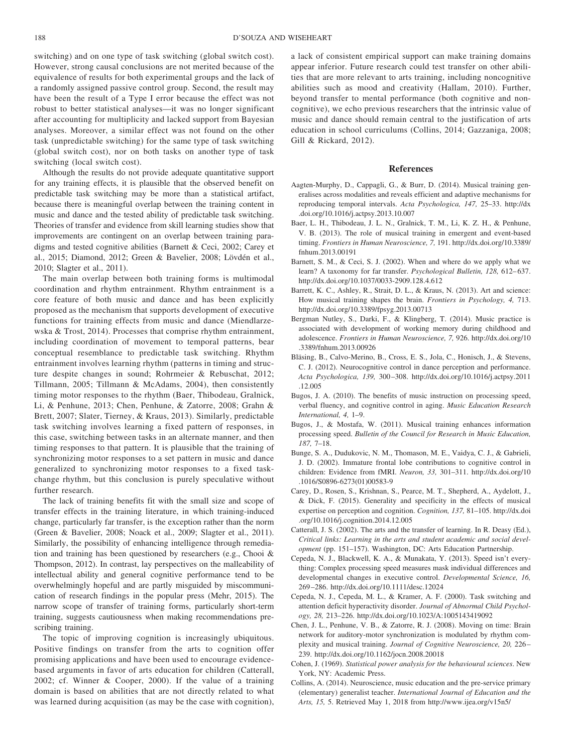switching) and on one type of task switching (global switch cost). However, strong causal conclusions are not merited because of the equivalence of results for both experimental groups and the lack of a randomly assigned passive control group. Second, the result may have been the result of a Type I error because the effect was not robust to better statistical analyses—it was no longer significant after accounting for multiplicity and lacked support from Bayesian analyses. Moreover, a similar effect was not found on the other task (unpredictable switching) for the same type of task switching (global switch cost), nor on both tasks on another type of task switching (local switch cost).

Although the results do not provide adequate quantitative support for any training effects, it is plausible that the observed benefit on predictable task switching may be more than a statistical artifact, because there is meaningful overlap between the training content in music and dance and the tested ability of predictable task switching. Theories of transfer and evidence from skill learning studies show that improvements are contingent on an overlap between training paradigms and tested cognitive abilities (Barnett & Ceci, 2002; Carey et al., 2015; Diamond, 2012; Green & Bavelier, 2008; Lövdén et al., 2010; Slagter et al., 2011).

The main overlap between both training forms is multimodal coordination and rhythm entrainment. Rhythm entrainment is a core feature of both music and dance and has been explicitly proposed as the mechanism that supports development of executive functions for training effects from music and dance (Miendlarzewska & Trost, 2014). Processes that comprise rhythm entrainment, including coordination of movement to temporal patterns, bear conceptual resemblance to predictable task switching. Rhythm entrainment involves learning rhythm (patterns in timing and structure despite changes in sound; Rohrmeier & Rebuschat, 2012; Tillmann, 2005; Tillmann & McAdams, 2004), then consistently timing motor responses to the rhythm (Baer, Thibodeau, Gralnick, Li, & Penhune, 2013; Chen, Penhune, & Zatorre, 2008; Grahn & Brett, 2007; Slater, Tierney, & Kraus, 2013). Similarly, predictable task switching involves learning a fixed pattern of responses, in this case, switching between tasks in an alternate manner, and then timing responses to that pattern. It is plausible that the training of synchronizing motor responses to a set pattern in music and dance generalized to synchronizing motor responses to a fixed task-change rhythm, but this conclusion is purely speculative without further research.

The lack of training benefits fit with the small size and scope of transfer effects in the training literature, in which training-induced change, particularly far transfer, is the exception rather than the norm (Green & Bavelier, 2008; Noack et al., 2009; Slagter et al., 2011). Similarly, the possibility of enhancing intelligence through remediation and training has been questioned by researchers (e.g., Chooi & Thompson, 2012). In contrast, lay perspectives on the malleability of intellectual ability and general cognitive performance tend to be overwhelmingly hopeful and are partly misguided by miscommunication of research findings in the popular press (Mehr, 2015). The narrow scope of transfer of training forms, particularly short-term training, suggests cautiousness when making recommendations prescribing training.

The topic of improving cognition is increasingly ubiquitous. Positive findings on transfer from the arts to cognition offer promising applications and have been used to encourage evidence-based arguments in favor of arts education for children (Catterall, 2002; cf. Winner & Cooper, 2000). If the value of a training domain is based on abilities that are not directly related to what was learned during acquisition (as may be the case with cognition), a lack of consistent empirical support can make training domains appear inferior. Future research could test transfer on other abilities that are more relevant to arts training, including noncognitive abilities such as mood and creativity (Hallam, 2010). Further, beyond transfer to mental performance (both cognitive and noncognitive), we echo previous researchers that the intrinsic value of music and dance should remain central to the justification of arts education in school curriculums (Collins, 2014; Gazzaniga, 2008; Gill & Rickard, 2012).

## References

Aagten-Murphy, D., Cappagli, G., & Burr, D. (2014). Musical training generalises across modalities and reveals efficient and adaptive mechanisms for reproducing temporal intervals. *Acta Psychologica, 147,* 25–33. http://dx.doi.org/10.1016/j.actpsy.2013.10.007

Baer, L. H., Thibodeau, J. L. N., Gralnick, T. M., Li, K. Z. H., & Penhune, V. B. (2013). The role of musical training in emergent and event-based timing. *Frontiers in Human Neuroscience, 7,* 191. http://dx.doi.org/10.3389/fnhum.2013.00191

Barnett, S. M., & Ceci, S. J. (2002). When and where do we apply what we learn? A taxonomy for far transfer. *Psychological Bulletin, 128,* 612–637. http://dx.doi.org/10.1037/0033-2909.128.4.612

Barrett, K. C., Ashley, R., Strait, D. L., & Kraus, N. (2013). Art and science: How musical training shapes the brain. *Frontiers in Psychology, 4,* 713. http://dx.doi.org/10.3389/fpsyg.2013.00713

Bergman Nutley, S., Darki, F., & Klingberg, T. (2014). Music practice is associated with development of working memory during childhood and adolescence. *Frontiers in Human Neuroscience, 7,* 926. http://dx.doi.org/10.3389/fnhum.2013.00926

Bläsing, B., Calvo-Merino, B., Cross, E. S., Jola, C., Honisch, J., & Stevens, C. J. (2012). Neurocognitive control in dance perception and performance. *Acta Psychologica, 139,* 300–308. http://dx.doi.org/10.1016/j.actpsy.2011.12.005

Bugos, J. A. (2010). The benefits of music instruction on processing speed, verbal fluency, and cognitive control in aging. *Music Education Research International, 4,* 1–9.

Bugos, J., & Mostafa, W. (2011). Musical training enhances information processing speed. *Bulletin of the Council for Research in Music Education, 187,* 7–18.

Bunge, S. A., Dudukovic, N. M., Thomason, M. E., Vaidya, C. J., & Gabrieli, J. D. (2002). Immature frontal lobe contributions to cognitive control in children: Evidence from fMRI. *Neuron, 33,* 301–311. http://dx.doi.org/10.1016/S0896-6273(01)00583-9

Carey, D., Rosen, S., Krishnan, S., Pearce, M. T., Shepherd, A., Aydelott, J., & Dick, F. (2015). Generality and specificity in the effects of musical expertise on perception and cognition. *Cognition, 137,* 81–105. http://dx.doi.org/10.1016/j.cognition.2014.12.005

Catterall, J. S. (2002). The arts and the transfer of learning. In R. Deasy (Ed.), *Critical links: Learning in the arts and student academic and social development* (pp. 151–157). Washington, DC: Arts Education Partnership.

Cepeda, N. J., Blackwell, K. A., & Munakata, Y. (2013). Speed isn't everything: Complex processing speed measures mask individual differences and developmental changes in executive control. *Developmental Science, 16,* 269–286. http://dx.doi.org/10.1111/desc.12024

Cepeda, N. J., Cepeda, M. L., & Kramer, A. F. (2000). Task switching and attention deficit hyperactivity disorder. *Journal of Abnormal Child Psychology, 28,* 213–226. http://dx.doi.org/10.1023/A:1005143419092

Chen, J. L., Penhune, V. B., & Zatorre, R. J. (2008). Moving on time: Brain network for auditory-motor synchronization is modulated by rhythm complexity and musical training. *Journal of Cognitive Neuroscience, 20,* 226–239. http://dx.doi.org/10.1162/jocn.2008.20018

Cohen, J. (1969). *Statistical power analysis for the behavioural sciences*. New York, NY: Academic Press.

Collins, A. (2014). Neuroscience, music education and the pre-service primary (elementary) generalist teacher. *International Journal of Education and the Arts, 15,* 5. Retrieved May 1, 2018 from http://www.ijea.org/v15n5/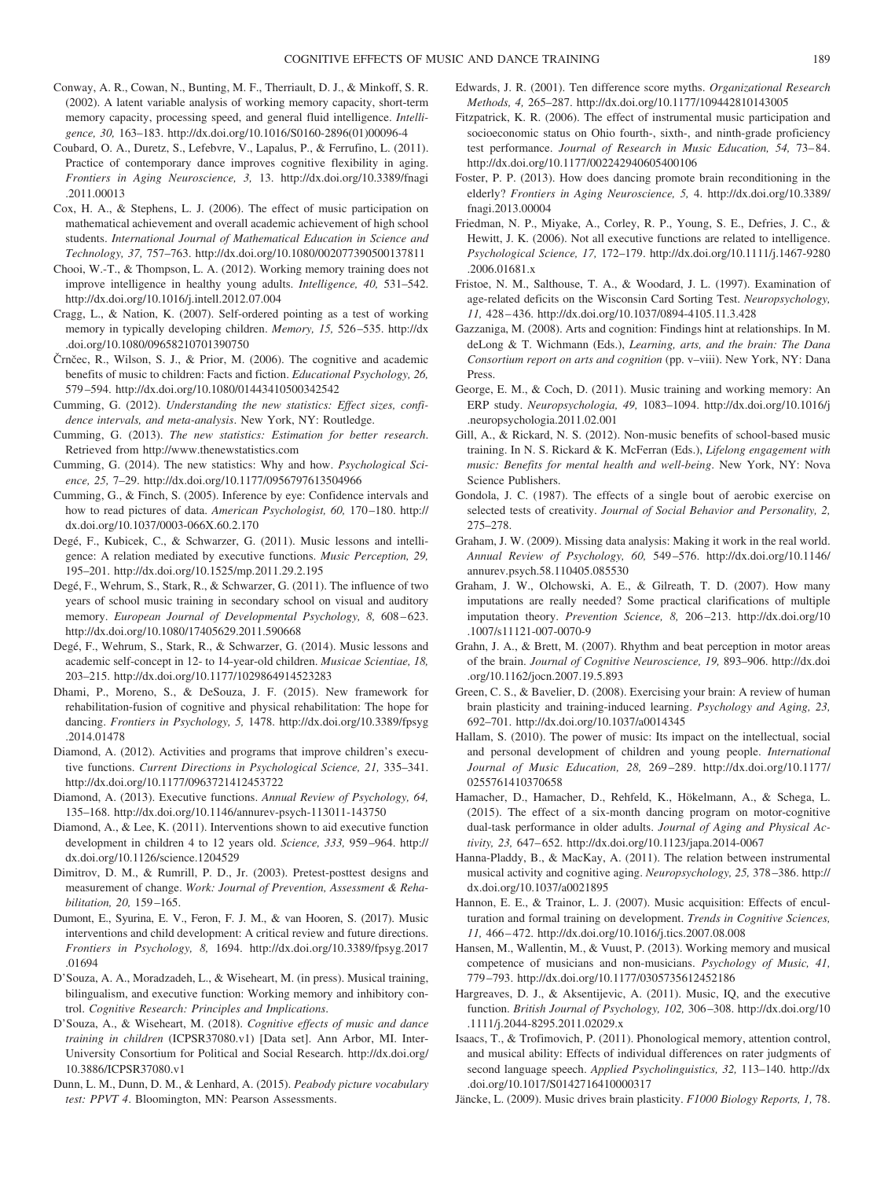Conway, A. R., Cowan, N., Bunting, M. F., Therriault, D. J., & Minkoff, S. R. (2002). A latent variable analysis of working memory capacity, short-term memory capacity, processing speed, and general fluid intelligence. *Intelligence, 30,* 163–183. http://dx.doi.org/10.1016/S0160-2896(01)00096-4

Coubard, O. A., Duretz, S., Lefebvre, V., Lapalus, P., & Ferrufino, L. (2011). Practice of contemporary dance improves cognitive flexibility in aging. *Frontiers in Aging Neuroscience, 3,* 13. http://dx.doi.org/10.3389/fnagi.2011.00013

Cox, H. A., & Stephens, L. J. (2006). The effect of music participation on mathematical achievement and overall academic achievement of high school students. *International Journal of Mathematical Education in Science and Technology, 37,* 757–763. http://dx.doi.org/10.1080/002077390500137811

Chooi, W.-T., & Thompson, L. A. (2012). Working memory training does not improve intelligence in healthy young adults. *Intelligence, 40,* 531–542. http://dx.doi.org/10.1016/j.intell.2012.07.004

Cragg, L., & Nation, K. (2007). Self-ordered pointing as a test of working memory in typically developing children. *Memory, 15,* 526–535. http://dx.doi.org/10.1080/09658210701390750

Črnčec, R., Wilson, S. J., & Prior, M. (2006). The cognitive and academic benefits of music to children: Facts and fiction. *Educational Psychology, 26,* 579–594. http://dx.doi.org/10.1080/01443410500342542

Cumming, G. (2012). *Understanding the new statistics: Effect sizes, confidence intervals, and meta-analysis*. New York, NY: Routledge.

Cumming, G. (2013). *The new statistics: Estimation for better research*. Retrieved from http://www.thenewstatistics.com

Cumming, G. (2014). The new statistics: Why and how. *Psychological Science, 25,* 7–29. http://dx.doi.org/10.1177/0956797613504966

Cumming, G., & Finch, S. (2005). Inference by eye: Confidence intervals and how to read pictures of data. *American Psychologist, 60,* 170–180. http://dx.doi.org/10.1037/0003-066X.60.2.170

Degé, F., Kubicek, C., & Schwarzer, G. (2011). Music lessons and intelligence: A relation mediated by executive functions. *Music Perception, 29,* 195–201. http://dx.doi.org/10.1525/mp.2011.29.2.195

Degé, F., Wehrum, S., Stark, R., & Schwarzer, G. (2011). The influence of two years of school music training in secondary school on visual and auditory memory. *European Journal of Developmental Psychology, 8,* 608–623. http://dx.doi.org/10.1080/17405629.2011.590668

Degé, F., Wehrum, S., Stark, R., & Schwarzer, G. (2014). Music lessons and academic self-concept in 12- to 14-year-old children. *Musicae Scientiae, 18,* 203–215. http://dx.doi.org/10.1177/1029864914523283

Dhami, P., Moreno, S., & DeSouza, J. F. (2015). New framework for rehabilitation-fusion of cognitive and physical rehabilitation: The hope for dancing. *Frontiers in Psychology, 5,* 1478. http://dx.doi.org/10.3389/fpsyg.2014.01478

Diamond, A. (2012). Activities and programs that improve children's executive functions. *Current Directions in Psychological Science, 21,* 335–341. http://dx.doi.org/10.1177/0963721412453722

Diamond, A. (2013). Executive functions. *Annual Review of Psychology, 64,* 135–168. http://dx.doi.org/10.1146/annurev-psych-113011-143750

Diamond, A., & Lee, K. (2011). Interventions shown to aid executive function development in children 4 to 12 years old. *Science, 333,* 959–964. http://dx.doi.org/10.1126/science.1204529

Dimitrov, D. M., & Rumrill, P. D., Jr. (2003). Pretest-posttest designs and measurement of change. *Work: Journal of Prevention, Assessment & Rehabilitation, 20,* 159–165.

Dumont, E., Syurina, E. V., Feron, F. J. M., & van Hooren, S. (2017). Music interventions and child development: A critical review and future directions. *Frontiers in Psychology, 8,* 1694. http://dx.doi.org/10.3389/fpsyg.2017.01694

D'Souza, A. A., Moradzadeh, L., & Wiseheart, M. (in press). Musical training, bilingualism, and executive function: Working memory and inhibitory control. *Cognitive Research: Principles and Implications*.

D'Souza, A., & Wiseheart, M. (2018). *Cognitive effects of music and dance training in children* (ICPSR37080.v1) [Data set]. Ann Arbor, MI. Inter-University Consortium for Political and Social Research. http://dx.doi.org/10.3886/ICPSR37080.v1

Dunn, L. M., Dunn, D. M., & Lenhard, A. (2015). *Peabody picture vocabulary test: PPVT 4*. Bloomington, MN: Pearson Assessments.

Edwards, J. R. (2001). Ten difference score myths. *Organizational Research Methods, 4,* 265–287. http://dx.doi.org/10.1177/109442810143005

Fitzpatrick, K. R. (2006). The effect of instrumental music participation and socioeconomic status on Ohio fourth-, sixth-, and ninth-grade proficiency test performance. *Journal of Research in Music Education, 54,* 73–84. http://dx.doi.org/10.1177/002242940605400106

Foster, P. P. (2013). How does dancing promote brain reconditioning in the elderly? *Frontiers in Aging Neuroscience, 5,* 4. http://dx.doi.org/10.3389/fnagi.2013.00004

Friedman, N. P., Miyake, A., Corley, R. P., Young, S. E., Defries, J. C., & Hewitt, J. K. (2006). Not all executive functions are related to intelligence. *Psychological Science, 17,* 172–179. http://dx.doi.org/10.1111/j.1467-9280.2006.01681.x

Fristoe, N. M., Salthouse, T. A., & Woodard, J. L. (1997). Examination of age-related deficits on the Wisconsin Card Sorting Test. *Neuropsychology, 11,* 428–436. http://dx.doi.org/10.1037/0894-4105.11.3.428

Gazzaniga, M. (2008). Arts and cognition: Findings hint at relationships. In M. deLong & T. Wichmann (Eds.), *Learning, arts, and the brain: The Dana Consortium report on arts and cognition* (pp. v–viii). New York, NY: Dana Press.

George, E. M., & Coch, D. (2011). Music training and working memory: An ERP study. *Neuropsychologia, 49,* 1083–1094. http://dx.doi.org/10.1016/j.neuropsychologia.2011.02.001

Gill, A., & Rickard, N. S. (2012). Non-music benefits of school-based music training. In N. S. Rickard & K. McFerran (Eds.), *Lifelong engagement with music: Benefits for mental health and well-being*. New York, NY: Nova Science Publishers.

Gondola, J. C. (1987). The effects of a single bout of aerobic exercise on selected tests of creativity. *Journal of Social Behavior and Personality, 2,* 275–278.

Graham, J. W. (2009). Missing data analysis: Making it work in the real world. *Annual Review of Psychology, 60,* 549–576. http://dx.doi.org/10.1146/annurev.psych.58.110405.085530

Graham, J. W., Olchowski, A. E., & Gilreath, T. D. (2007). How many imputations are really needed? Some practical clarifications of multiple imputation theory. *Prevention Science, 8,* 206–213. http://dx.doi.org/10.1007/s11121-007-0070-9

Grahn, J. A., & Brett, M. (2007). Rhythm and beat perception in motor areas of the brain. *Journal of Cognitive Neuroscience, 19,* 893–906. http://dx.doi.org/10.1162/jocn.2007.19.5.893

Green, C. S., & Bavelier, D. (2008). Exercising your brain: A review of human brain plasticity and training-induced learning. *Psychology and Aging, 23,* 692–701. http://dx.doi.org/10.1037/a0014345

Hallam, S. (2010). The power of music: Its impact on the intellectual, social and personal development of children and young people. *International Journal of Music Education, 28,* 269–289. http://dx.doi.org/10.1177/0255761410370658

Hamacher, D., Hamacher, D., Rehfeld, K., Hökelmann, A., & Schega, L. (2015). The effect of a six-month dancing program on motor-cognitive dual-task performance in older adults. *Journal of Aging and Physical Activity, 23,* 647–652. http://dx.doi.org/10.1123/japa.2014-0067

Hanna-Pladdy, B., & MacKay, A. (2011). The relation between instrumental musical activity and cognitive aging. *Neuropsychology, 25,* 378–386. http://dx.doi.org/10.1037/a0021895

Hannon, E. E., & Trainor, L. J. (2007). Music acquisition: Effects of enculturation and formal training on development. *Trends in Cognitive Sciences, 11,* 466–472. http://dx.doi.org/10.1016/j.tics.2007.08.008

Hansen, M., Wallentin, M., & Vuust, P. (2013). Working memory and musical competence of musicians and non-musicians. *Psychology of Music, 41,* 779–793. http://dx.doi.org/10.1177/0305735612452186

Hargreaves, D. J., & Aksentijevic, A. (2011). Music, IQ, and the executive function. *British Journal of Psychology, 102,* 306–308. http://dx.doi.org/10.1111/j.2044-8295.2011.02029.x

Isaacs, T., & Trofimovich, P. (2011). Phonological memory, attention control, and musical ability: Effects of individual differences on rater judgments of second language speech. *Applied Psycholinguistics, 32,* 113–140. http://dx.doi.org/10.1017/S0142716410000317

Jäncke, L. (2009). Music drives brain plasticity. *F1000 Biology Reports, 1,* 78.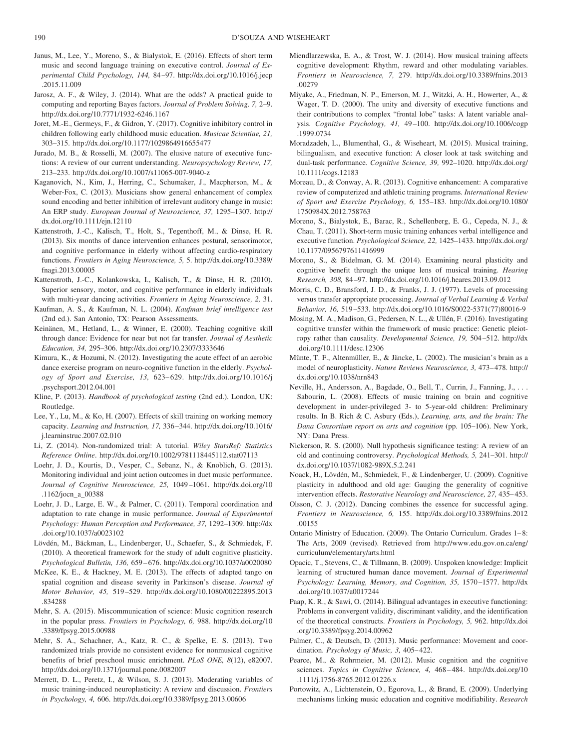Janus, M., Lee, Y., Moreno, S., & Bialystok, E. (2016). Effects of short term music and second language training on executive control. *Journal of Experimental Child Psychology, 144,* 84–97. http://dx.doi.org/10.1016/j.jecp.2015.11.009

Jarosz, A. F., & Wiley, J. (2014). What are the odds? A practical guide to computing and reporting Bayes factors. *Journal of Problem Solving, 7,* 2–9. http://dx.doi.org/10.7771/1932-6246.1167

Joret, M.-E., Germeys, F., & Gidron, Y. (2017). Cognitive inhibitory control in children following early childhood music education. *Musicae Scientiae, 21,* 303–315. http://dx.doi.org/10.1177/1029864916655477

Jurado, M. B., & Rosselli, M. (2007). The elusive nature of executive functions: A review of our current understanding. *Neuropsychology Review, 17,* 213–233. http://dx.doi.org/10.1007/s11065-007-9040-z

Kaganovich, N., Kim, J., Herring, C., Schumaker, J., Macpherson, M., & Weber-Fox, C. (2013). Musicians show general enhancement of complex sound encoding and better inhibition of irrelevant auditory change in music: An ERP study. *European Journal of Neuroscience, 37,* 1295–1307. http://dx.doi.org/10.1111/ejn.12110

Kattenstroth, J.-C., Kalisch, T., Holt, S., Tegenthoff, M., & Dinse, H. R. (2013). Six months of dance intervention enhances postural, sensorimotor, and cognitive performance in elderly without affecting cardio-respiratory functions. *Frontiers in Aging Neuroscience, 5,* 5. http://dx.doi.org/10.3389/fnagi.2013.00005

Kattenstroth, J.-C., Kolankowska, I., Kalisch, T., & Dinse, H. R. (2010). Superior sensory, motor, and cognitive performance in elderly individuals with multi-year dancing activities. *Frontiers in Aging Neuroscience, 2,* 31.

Kaufman, A. S., & Kaufman, N. L. (2004). *Kaufman brief intelligence test* (2nd ed.). San Antonio, TX: Pearson Assessments.

Keinänen, M., Hetland, L., & Winner, E. (2000). Teaching cognitive skill through dance: Evidence for near but not far transfer. *Journal of Aesthetic Education, 34,* 295–306. http://dx.doi.org/10.2307/3333646

Kimura, K., & Hozumi, N. (2012). Investigating the acute effect of an aerobic dance exercise program on neuro-cognitive function in the elderly. *Psychology of Sport and Exercise, 13,* 623–629. http://dx.doi.org/10.1016/j.psychsport.2012.04.001

Kline, P. (2013). *Handbook of psychological testing* (2nd ed.). London, UK: Routledge.

Lee, Y., Lu, M., & Ko, H. (2007). Effects of skill training on working memory capacity. *Learning and Instruction, 17,* 336–344. http://dx.doi.org/10.1016/j.learninstruc.2007.02.010

Li, Z. (2014). Non-randomized trial: A tutorial. *Wiley StatsRef: Statistics Reference Online*. http://dx.doi.org/10.1002/9781118445112.stat07113

Loehr, J. D., Kourtis, D., Vesper, C., Sebanz, N., & Knoblich, G. (2013). Monitoring individual and joint action outcomes in duet music performance. *Journal of Cognitive Neuroscience, 25,* 1049–1061. http://dx.doi.org/10.1162/jocn_a_00388

Loehr, J. D., Large, E. W., & Palmer, C. (2011). Temporal coordination and adaptation to rate change in music performance. *Journal of Experimental Psychology: Human Perception and Performance, 37,* 1292–1309. http://dx.doi.org/10.1037/a0023102

Lövdén, M., Bäckman, L., Lindenberger, U., Schaefer, S., & Schmiedek, F. (2010). A theoretical framework for the study of adult cognitive plasticity. *Psychological Bulletin, 136,* 659–676. http://dx.doi.org/10.1037/a0020080

McKee, K. E., & Hackney, M. E. (2013). The effects of adapted tango on spatial cognition and disease severity in Parkinson's disease. *Journal of Motor Behavior, 45,* 519–529. http://dx.doi.org/10.1080/00222895.2013.834288

Mehr, S. A. (2015). Miscommunication of science: Music cognition research in the popular press. *Frontiers in Psychology, 6,* 988. http://dx.doi.org/10.3389/fpsyg.2015.00988

Mehr, S. A., Schachner, A., Katz, R. C., & Spelke, E. S. (2013). Two randomized trials provide no consistent evidence for nonmusical cognitive benefits of brief preschool music enrichment. *PLoS ONE, 8*(12), e82007. http://dx.doi.org/10.1371/journal.pone.0082007

Merrett, D. L., Peretz, I., & Wilson, S. J. (2013). Moderating variables of music training-induced neuroplasticity: A review and discussion. *Frontiers in Psychology, 4,* 606. http://dx.doi.org/10.3389/fpsyg.2013.00606

Miendlarzewska, E. A., & Trost, W. J. (2014). How musical training affects cognitive development: Rhythm, reward and other modulating variables. *Frontiers in Neuroscience, 7,* 279. http://dx.doi.org/10.3389/fnins.2013.00279

Miyake, A., Friedman, N. P., Emerson, M. J., Witzki, A. H., Howerter, A., & Wager, T. D. (2000). The unity and diversity of executive functions and their contributions to complex "frontal lobe" tasks: A latent variable analysis. *Cognitive Psychology, 41,* 49–100. http://dx.doi.org/10.1006/cogp.1999.0734

Moradzadeh, L., Blumenthal, G., & Wiseheart, M. (2015). Musical training, bilingualism, and executive function: A closer look at task switching and dual-task performance. *Cognitive Science, 39,* 992–1020. http://dx.doi.org/10.1111/cogs.12183

Moreau, D., & Conway, A. R. (2013). Cognitive enhancement: A comparative review of computerized and athletic training programs. *International Review of Sport and Exercise Psychology, 6,* 155–183. http://dx.doi.org/10.1080/1750984X.2012.758763

Moreno, S., Bialystok, E., Barac, R., Schellenberg, E. G., Cepeda, N. J., & Chau, T. (2011). Short-term music training enhances verbal intelligence and executive function. *Psychological Science, 22,* 1425–1433. http://dx.doi.org/10.1177/0956797611416999

Moreno, S., & Bidelman, G. M. (2014). Examining neural plasticity and cognitive benefit through the unique lens of musical training. *Hearing Research, 308,* 84–97. http://dx.doi.org/10.1016/j.heares.2013.09.012

Morris, C. D., Bransford, J. D., & Franks, J. J. (1977). Levels of processing versus transfer appropriate processing. *Journal of Verbal Learning & Verbal Behavior, 16,* 519–533. http://dx.doi.org/10.1016/S0022-5371(77)80016-9

Mosing, M. A., Madison, G., Pedersen, N. L., & Ullén, F. (2016). Investigating cognitive transfer within the framework of music practice: Genetic pleiotropy rather than causality. *Developmental Science, 19,* 504–512. http://dx.doi.org/10.1111/desc.12306

Münte, T. F., Altenmüller, E., & Jäncke, L. (2002). The musician's brain as a model of neuroplasticity. *Nature Reviews Neuroscience, 3,* 473–478. http://dx.doi.org/10.1038/nrn843

Neville, H., Andersson, A., Bagdade, O., Bell, T., Currin, J., Fanning, J., . . . Sabourin, L. (2008). Effects of music training on brain and cognitive development in under-privileged 3- to 5-year-old children: Preliminary results. In B. Rich & C. Asbury (Eds.), *Learning, arts, and the brain: The Dana Consortium report on arts and cognition* (pp. 105–106). New York, NY: Dana Press.

Nickerson, R. S. (2000). Null hypothesis significance testing: A review of an old and continuing controversy. *Psychological Methods, 5,* 241–301. http://dx.doi.org/10.1037/1082-989X.5.2.241

Noack, H., Lövdén, M., Schmiedek, F., & Lindenberger, U. (2009). Cognitive plasticity in adulthood and old age: Gauging the generality of cognitive intervention effects. *Restorative Neurology and Neuroscience, 27,* 435–453.

Olsson, C. J. (2012). Dancing combines the essence for successful aging. *Frontiers in Neuroscience, 6,* 155. http://dx.doi.org/10.3389/fnins.2012.00155

Ontario Ministry of Education. (2009). The Ontario Curriculum. Grades 1–8: The Arts, 2009 (revised). Retrieved from http://www.edu.gov.on.ca/eng/curriculum/elementary/arts.html

Opacic, T., Stevens, C., & Tillmann, B. (2009). Unspoken knowledge: Implicit learning of structured human dance movement. *Journal of Experimental Psychology: Learning, Memory, and Cognition, 35,* 1570–1577. http://dx.doi.org/10.1037/a0017244

Paap, K. R., & Sawi, O. (2014). Bilingual advantages in executive functioning: Problems in convergent validity, discriminant validity, and the identification of the theoretical constructs. *Frontiers in Psychology, 5,* 962. http://dx.doi.org/10.3389/fpsyg.2014.00962

Palmer, C., & Deutsch, D. (2013). Music performance: Movement and coordination. *Psychology of Music, 3,* 405–422.

Pearce, M., & Rohrmeier, M. (2012). Music cognition and the cognitive sciences. *Topics in Cognitive Science, 4,* 468–484. http://dx.doi.org/10.1111/j.1756-8765.2012.01226.x

Portowitz, A., Lichtenstein, O., Egorova, L., & Brand, E. (2009). Underlying mechanisms linking music education and cognitive modifiability. *Research*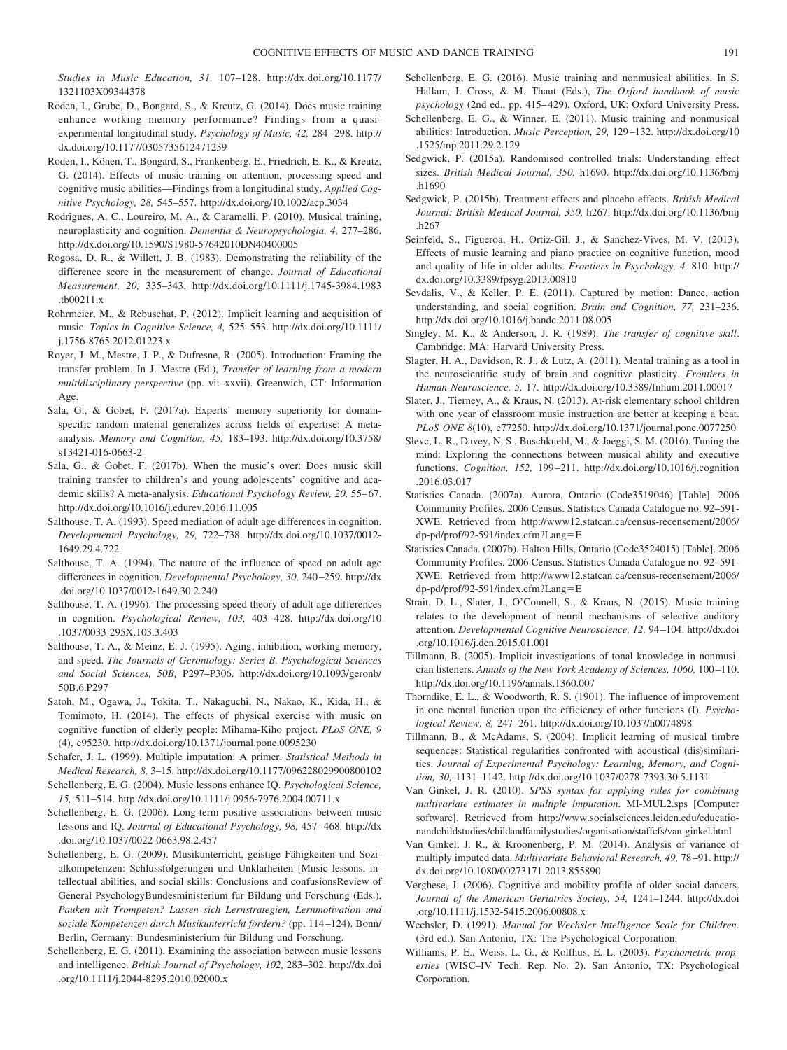*Studies in Music Education, 31,* 107–128. http://dx.doi.org/10.1177/1321103X09344378

Roden, I., Grube, D., Bongard, S., & Kreutz, G. (2014). Does music training enhance working memory performance? Findings from a quasi-experimental longitudinal study. *Psychology of Music, 42,* 284–298. http://dx.doi.org/10.1177/0305735612471239

Roden, I., Könen, T., Bongard, S., Frankenberg, E., Friedrich, E. K., & Kreutz, G. (2014). Effects of music training on attention, processing speed and cognitive music abilities—Findings from a longitudinal study. *Applied Cognitive Psychology, 28,* 545–557. http://dx.doi.org/10.1002/acp.3034

Rodrigues, A. C., Loureiro, M. A., & Caramelli, P. (2010). Musical training, neuroplasticity and cognition. *Dementia & Neuropsychologia, 4,* 277–286. http://dx.doi.org/10.1590/S1980-57642010DN40400005

Rogosa, D. R., & Willett, J. B. (1983). Demonstrating the reliability of the difference score in the measurement of change. *Journal of Educational Measurement, 20,* 335–343. http://dx.doi.org/10.1111/j.1745-3984.1983.tb00211.x

Rohrmeier, M., & Rebuschat, P. (2012). Implicit learning and acquisition of music. *Topics in Cognitive Science, 4,* 525–553. http://dx.doi.org/10.1111/j.1756-8765.2012.01223.x

Royer, J. M., Mestre, J. P., & Dufresne, R. (2005). Introduction: Framing the transfer problem. In J. Mestre (Ed.), *Transfer of learning from a modern multidisciplinary perspective* (pp. vii–xxvii). Greenwich, CT: Information Age.

Sala, G., & Gobet, F. (2017a). Experts' memory superiority for domain-specific random material generalizes across fields of expertise: A meta-analysis. *Memory and Cognition, 45,* 183–193. http://dx.doi.org/10.3758/s13421-016-0663-2

Sala, G., & Gobet, F. (2017b). When the music's over: Does music skill training transfer to children's and young adolescents' cognitive and academic skills? A meta-analysis. *Educational Psychology Review, 20,* 55–67. http://dx.doi.org/10.1016/j.edurev.2016.11.005

Salthouse, T. A. (1993). Speed mediation of adult age differences in cognition. *Developmental Psychology, 29,* 722–738. http://dx.doi.org/10.1037/0012-1649.29.4.722

Salthouse, T. A. (1994). The nature of the influence of speed on adult age differences in cognition. *Developmental Psychology, 30,* 240–259. http://dx.doi.org/10.1037/0012-1649.30.2.240

Salthouse, T. A. (1996). The processing-speed theory of adult age differences in cognition. *Psychological Review, 103,* 403–428. http://dx.doi.org/10.1037/0033-295X.103.3.403

Salthouse, T. A., & Meinz, E. J. (1995). Aging, inhibition, working memory, and speed. *The Journals of Gerontology: Series B, Psychological Sciences and Social Sciences, 50B,* P297–P306. http://dx.doi.org/10.1093/geronb/50B.6.P297

Satoh, M., Ogawa, J., Tokita, T., Nakaguchi, N., Nakao, K., Kida, H., & Tomimoto, H. (2014). The effects of physical exercise with music on cognitive function of elderly people: Mihama-Kiho project. *PLoS ONE, 9* (4), e95230. http://dx.doi.org/10.1371/journal.pone.0095230

Schafer, J. L. (1999). Multiple imputation: A primer. *Statistical Methods in Medical Research, 8,* 3–15. http://dx.doi.org/10.1177/096228029900800102

Schellenberg, E. G. (2004). Music lessons enhance IQ. *Psychological Science, 15,* 511–514. http://dx.doi.org/10.1111/j.0956-7976.2004.00711.x

Schellenberg, E. G. (2006). Long-term positive associations between music lessons and IQ. *Journal of Educational Psychology, 98,* 457–468. http://dx.doi.org/10.1037/0022-0663.98.2.457

Schellenberg, E. G. (2009). Musikunterricht, geistige Fähigkeiten und Sozialkompetenzen: Schlussfolgerungen und Unklarheiten [Music lessons, intellectual abilities, and social skills: Conclusions and confusionsReview of General PsychologyBundesministerium für Bildung und Forschung (Eds.), *Pauken mit Trompeten? Lassen sich Lernstrategien, Lernmotivation und soziale Kompetenzen durch Musikunterricht fördern?* (pp. 114–124). Bonn/Berlin, Germany: Bundesministerium für Bildung und Forschung.

Schellenberg, E. G. (2011). Examining the association between music lessons and intelligence. *British Journal of Psychology, 102,* 283–302. http://dx.doi.org/10.1111/j.2044-8295.2010.02000.x

Schellenberg, E. G. (2016). Music training and nonmusical abilities. In S. Hallam, I. Cross, & M. Thaut (Eds.), *The Oxford handbook of music psychology* (2nd ed., pp. 415–429). Oxford, UK: Oxford University Press.

Schellenberg, E. G., & Winner, E. (2011). Music training and nonmusical abilities: Introduction. *Music Perception, 29,* 129–132. http://dx.doi.org/10.1525/mp.2011.29.2.129

Sedgwick, P. (2015a). Randomised controlled trials: Understanding effect sizes. *British Medical Journal, 350,* h1690. http://dx.doi.org/10.1136/bmj.h1690

Sedgwick, P. (2015b). Treatment effects and placebo effects. *British Medical Journal: British Medical Journal, 350,* h267. http://dx.doi.org/10.1136/bmj.h267

Seinfeld, S., Figueroa, H., Ortiz-Gil, J., & Sanchez-Vives, M. V. (2013). Effects of music learning and piano practice on cognitive function, mood and quality of life in older adults. *Frontiers in Psychology, 4,* 810. http://dx.doi.org/10.3389/fpsyg.2013.00810

Sevdalis, V., & Keller, P. E. (2011). Captured by motion: Dance, action understanding, and social cognition. *Brain and Cognition, 77,* 231–236. http://dx.doi.org/10.1016/j.bandc.2011.08.005

Singley, M. K., & Anderson, J. R. (1989). *The transfer of cognitive skill*. Cambridge, MA: Harvard University Press.

Slagter, H. A., Davidson, R. J., & Lutz, A. (2011). Mental training as a tool in the neuroscientific study of brain and cognitive plasticity. *Frontiers in Human Neuroscience, 5,* 17. http://dx.doi.org/10.3389/fnhum.2011.00017

Slater, J., Tierney, A., & Kraus, N. (2013). At-risk elementary school children with one year of classroom music instruction are better at keeping a beat. *PLoS ONE 8*(10), e77250. http://dx.doi.org/10.1371/journal.pone.0077250

Slevc, L. R., Davey, N. S., Buschkuehl, M., & Jaeggi, S. M. (2016). Tuning the mind: Exploring the connections between musical ability and executive functions. *Cognition, 152,* 199–211. http://dx.doi.org/10.1016/j.cognition.2016.03.017

Statistics Canada. (2007a). Aurora, Ontario (Code3519046) [Table]. 2006 Community Profiles. 2006 Census. Statistics Canada Catalogue no. 92–591-XWE. Retrieved from http://www12.statcan.ca/census-recensement/2006/dp-pd/prof/92-591/index.cfm?Lang=E

Statistics Canada. (2007b). Halton Hills, Ontario (Code3524015) [Table]. 2006 Community Profiles. 2006 Census. Statistics Canada Catalogue no. 92–591-XWE. Retrieved from http://www12.statcan.ca/census-recensement/2006/dp-pd/prof/92-591/index.cfm?Lang=E

Strait, D. L., Slater, J., O'Connell, S., & Kraus, N. (2015). Music training relates to the development of neural mechanisms of selective auditory attention. *Developmental Cognitive Neuroscience, 12,* 94–104. http://dx.doi.org/10.1016/j.dcn.2015.01.001

Tillmann, B. (2005). Implicit investigations of tonal knowledge in nonmusician listeners. *Annals of the New York Academy of Sciences, 1060,* 100–110. http://dx.doi.org/10.1196/annals.1360.007

Thorndike, E. L., & Woodworth, R. S. (1901). The influence of improvement in one mental function upon the efficiency of other functions (I). *Psychological Review, 8,* 247–261. http://dx.doi.org/10.1037/h0074898

Tillmann, B., & McAdams, S. (2004). Implicit learning of musical timbre sequences: Statistical regularities confronted with acoustical (dis)similarities. *Journal of Experimental Psychology: Learning, Memory, and Cognition, 30,* 1131–1142. http://dx.doi.org/10.1037/0278-7393.30.5.1131

Van Ginkel, J. R. (2010). *SPSS syntax for applying rules for combining multivariate estimates in multiple imputation*. MI-MUL2.sps [Computer software]. Retrieved from http://www.socialsciences.leiden.edu/educationandchildstudies/childandfamilystudies/organisation/staffcfs/van-ginkel.html

Van Ginkel, J. R., & Kroonenberg, P. M. (2014). Analysis of variance of multiply imputed data. *Multivariate Behavioral Research, 49,* 78–91. http://dx.doi.org/10.1080/00273171.2013.855890

Verghese, J. (2006). Cognitive and mobility profile of older social dancers. *Journal of the American Geriatrics Society, 54,* 1241–1244. http://dx.doi.org/10.1111/j.1532-5415.2006.00808.x

Wechsler, D. (1991). *Manual for Wechsler Intelligence Scale for Children*. (3rd ed.). San Antonio, TX: The Psychological Corporation.

Williams, P. E., Weiss, L. G., & Rolfhus, E. L. (2003). *Psychometric properties* (WISC–IV Tech. Rep. No. 2). San Antonio, TX: Psychological Corporation.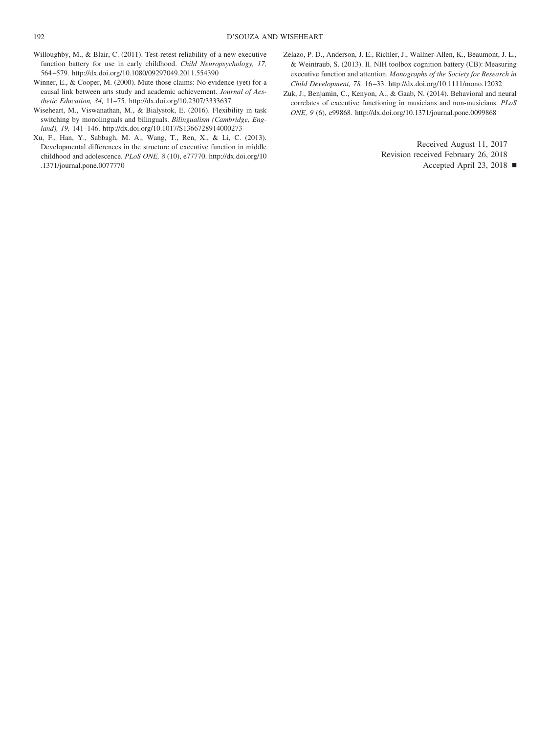Willoughby, M., & Blair, C. (2011). Test-retest reliability of a new executive function battery for use in early childhood. *Child Neuropsychology, 17,* 564–579. http://dx.doi.org/10.1080/09297049.2011.554390

Winner, E., & Cooper, M. (2000). Mute those claims: No evidence (yet) for a causal link between arts study and academic achievement. *Journal of Aesthetic Education, 34,* 11–75. http://dx.doi.org/10.2307/3333637

Wiseheart, M., Viswanathan, M., & Bialystok, E. (2016). Flexibility in task switching by monolinguals and bilinguals. *Bilingualism (Cambridge, England), 19,* 141–146. http://dx.doi.org/10.1017/S1366728914000273

Xu, F., Han, Y., Sabbagh, M. A., Wang, T., Ren, X., & Li, C. (2013). Developmental differences in the structure of executive function in middle childhood and adolescence. *PLoS ONE, 8* (10), e77770. http://dx.doi.org/10.1371/journal.pone.0077770

Zelazo, P. D., Anderson, J. E., Richler, J., Wallner-Allen, K., Beaumont, J. L., & Weintraub, S. (2013). II. NIH toolbox cognition battery (CB): Measuring executive function and attention. *Monographs of the Society for Research in Child Development, 78,* 16–33. http://dx.doi.org/10.1111/mono.12032

Zuk, J., Benjamin, C., Kenyon, A., & Gaab, N. (2014). Behavioral and neural correlates of executive functioning in musicians and non-musicians. *PLoS ONE, 9* (6), e99868. http://dx.doi.org/10.1371/journal.pone.0099868

Received August 11, 2017
Revision received February 26, 2018
Accepted April 23, 2018 ■